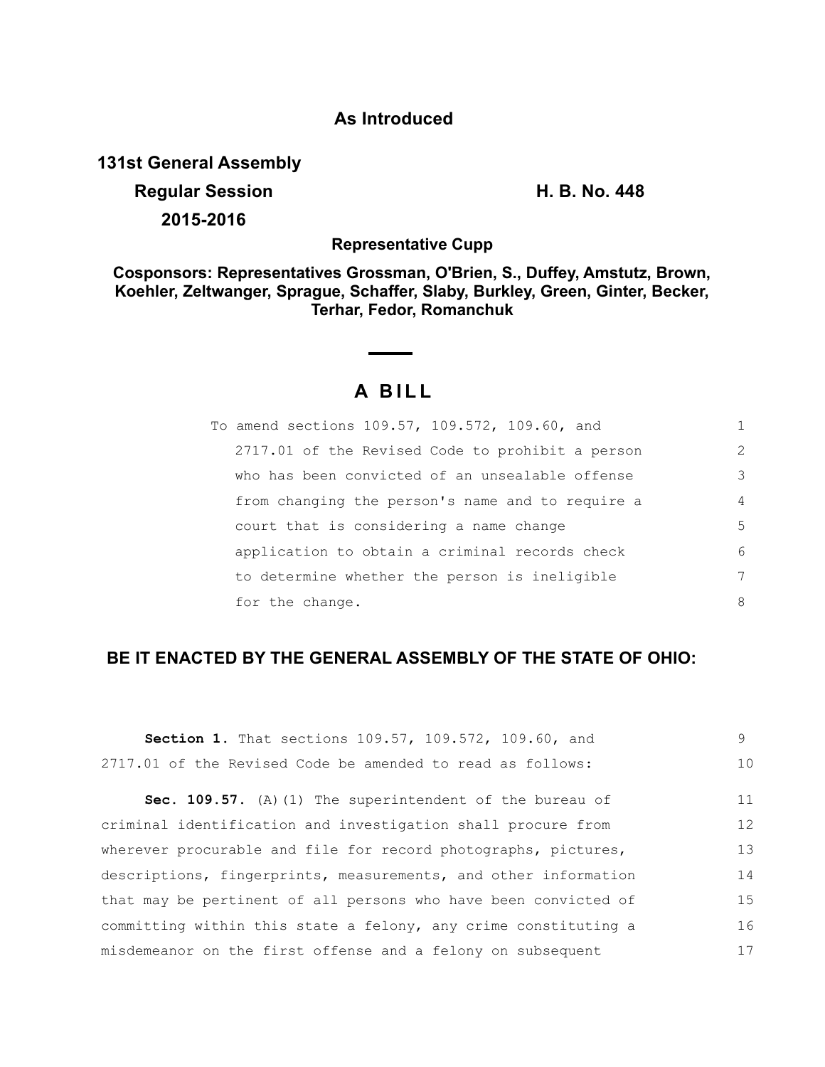**As Introduced**

**131st General Assembly**

**Regular Session** **H. B. No. 448**

**2015-2016**

**Representative Cupp**

**Cosponsors: Representatives Grossman, O'Brien, S., Duffey, Amstutz, Brown, Koehler, Zeltwanger, Sprague, Schaffer, Slaby, Burkley, Green, Ginter, Becker, Terhar, Fedor, Romanchuk**

# A BILL

To amend sections 109.57, 109.572, 109.60, and 2717.01 of the Revised Code to prohibit a person who has been convicted of an unsealable offense from changing the person's name and to require a court that is considering a name change application to obtain a criminal records check to determine whether the person is ineligible for the change.

**BE IT ENACTED BY THE GENERAL ASSEMBLY OF THE STATE OF OHIO:**

**Section 1.** That sections 109.57, 109.572, 109.60, and 2717.01 of the Revised Code be amended to read as follows:

**Sec. 109.57.** (A)(1) The superintendent of the bureau of criminal identification and investigation shall procure from wherever procurable and file for record photographs, pictures, descriptions, fingerprints, measurements, and other information that may be pertinent of all persons who have been convicted of committing within this state a felony, any crime constituting a misdemeanor on the first offense and a felony on subsequent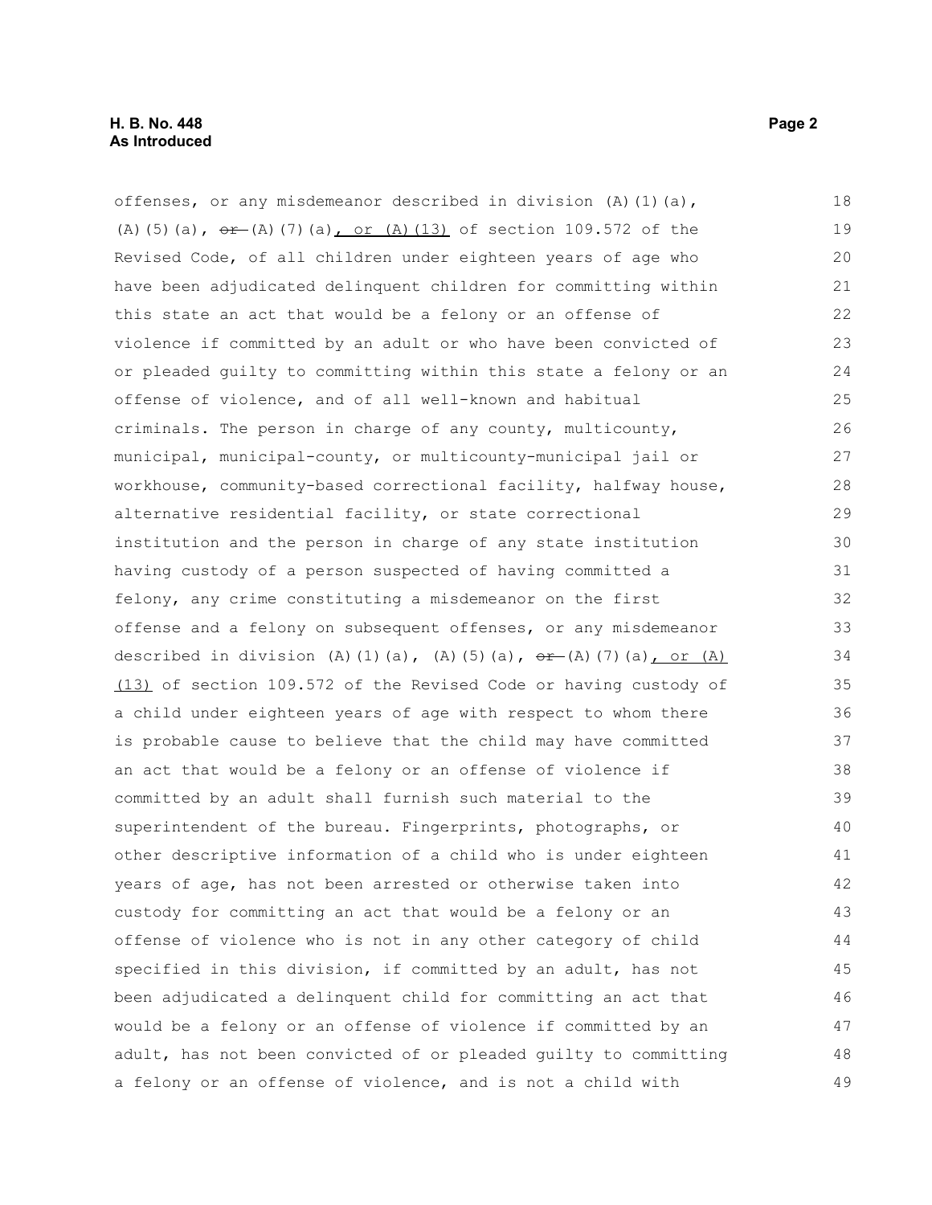offenses, or any misdemeanor described in division (A)(1)(a), (A)(5)(a), ~~or~~ (A)(7)(a)<u>, or (A)(13)</u> of section 109.572 of the Revised Code, of all children under eighteen years of age who have been adjudicated delinquent children for committing within this state an act that would be a felony or an offense of violence if committed by an adult or who have been convicted of or pleaded guilty to committing within this state a felony or an offense of violence, and of all well-known and habitual criminals. The person in charge of any county, multicounty, municipal, municipal-county, or multicounty-municipal jail or workhouse, community-based correctional facility, halfway house, alternative residential facility, or state correctional institution and the person in charge of any state institution having custody of a person suspected of having committed a felony, any crime constituting a misdemeanor on the first offense and a felony on subsequent offenses, or any misdemeanor described in division (A)(1)(a), (A)(5)(a), ~~or~~ (A)(7)(a)<u>, or (A)(13)</u> of section 109.572 of the Revised Code or having custody of a child under eighteen years of age with respect to whom there is probable cause to believe that the child may have committed an act that would be a felony or an offense of violence if committed by an adult shall furnish such material to the superintendent of the bureau. Fingerprints, photographs, or other descriptive information of a child who is under eighteen years of age, has not been arrested or otherwise taken into custody for committing an act that would be a felony or an offense of violence who is not in any other category of child specified in this division, if committed by an adult, has not been adjudicated a delinquent child for committing an act that would be a felony or an offense of violence if committed by an adult, has not been convicted of or pleaded guilty to committing a felony or an offense of violence, and is not a child with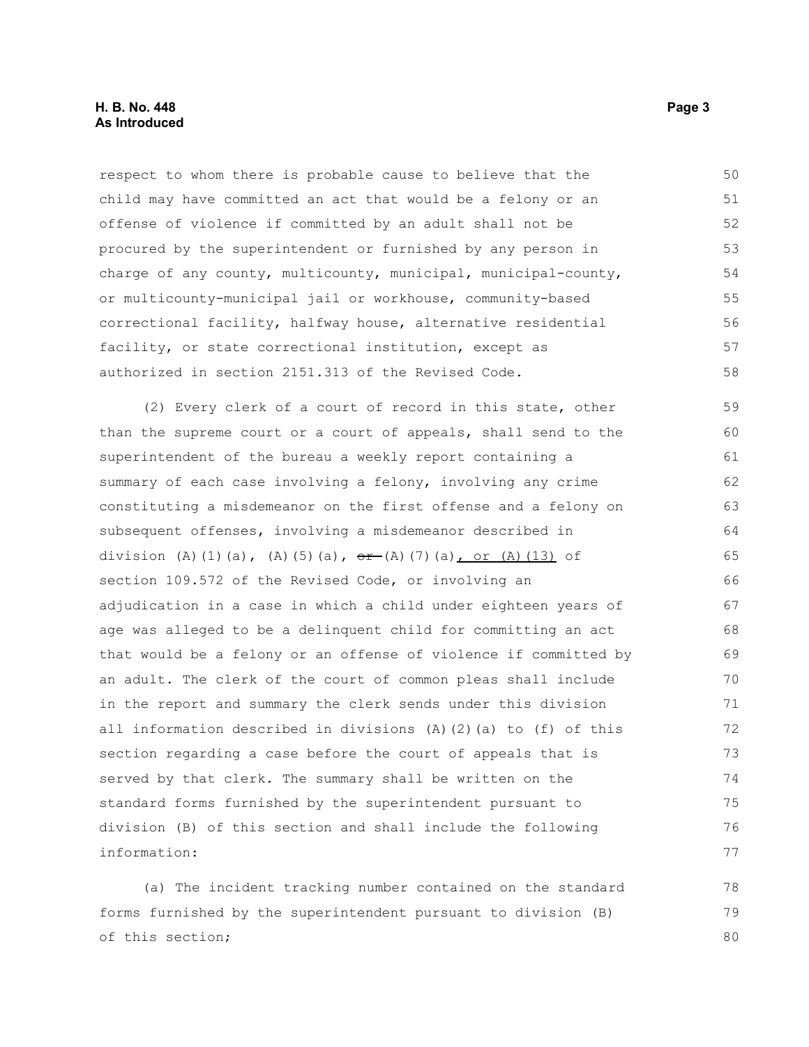respect to whom there is probable cause to believe that the child may have committed an act that would be a felony or an offense of violence if committed by an adult shall not be procured by the superintendent or furnished by any person in charge of any county, multicounty, municipal, municipal-county, or multicounty-municipal jail or workhouse, community-based correctional facility, halfway house, alternative residential facility, or state correctional institution, except as authorized in section 2151.313 of the Revised Code.

(2) Every clerk of a court of record in this state, other than the supreme court or a court of appeals, shall send to the superintendent of the bureau a weekly report containing a summary of each case involving a felony, involving any crime constituting a misdemeanor on the first offense and a felony on subsequent offenses, involving a misdemeanor described in division (A)(1)(a), (A)(5)(a), ~~or~~ (A)(7)(a)<u>, or (A)(13)</u> of section 109.572 of the Revised Code, or involving an adjudication in a case in which a child under eighteen years of age was alleged to be a delinquent child for committing an act that would be a felony or an offense of violence if committed by an adult. The clerk of the court of common pleas shall include in the report and summary the clerk sends under this division all information described in divisions (A)(2)(a) to (f) of this section regarding a case before the court of appeals that is served by that clerk. The summary shall be written on the standard forms furnished by the superintendent pursuant to division (B) of this section and shall include the following information:

(a) The incident tracking number contained on the standard forms furnished by the superintendent pursuant to division (B) of this section;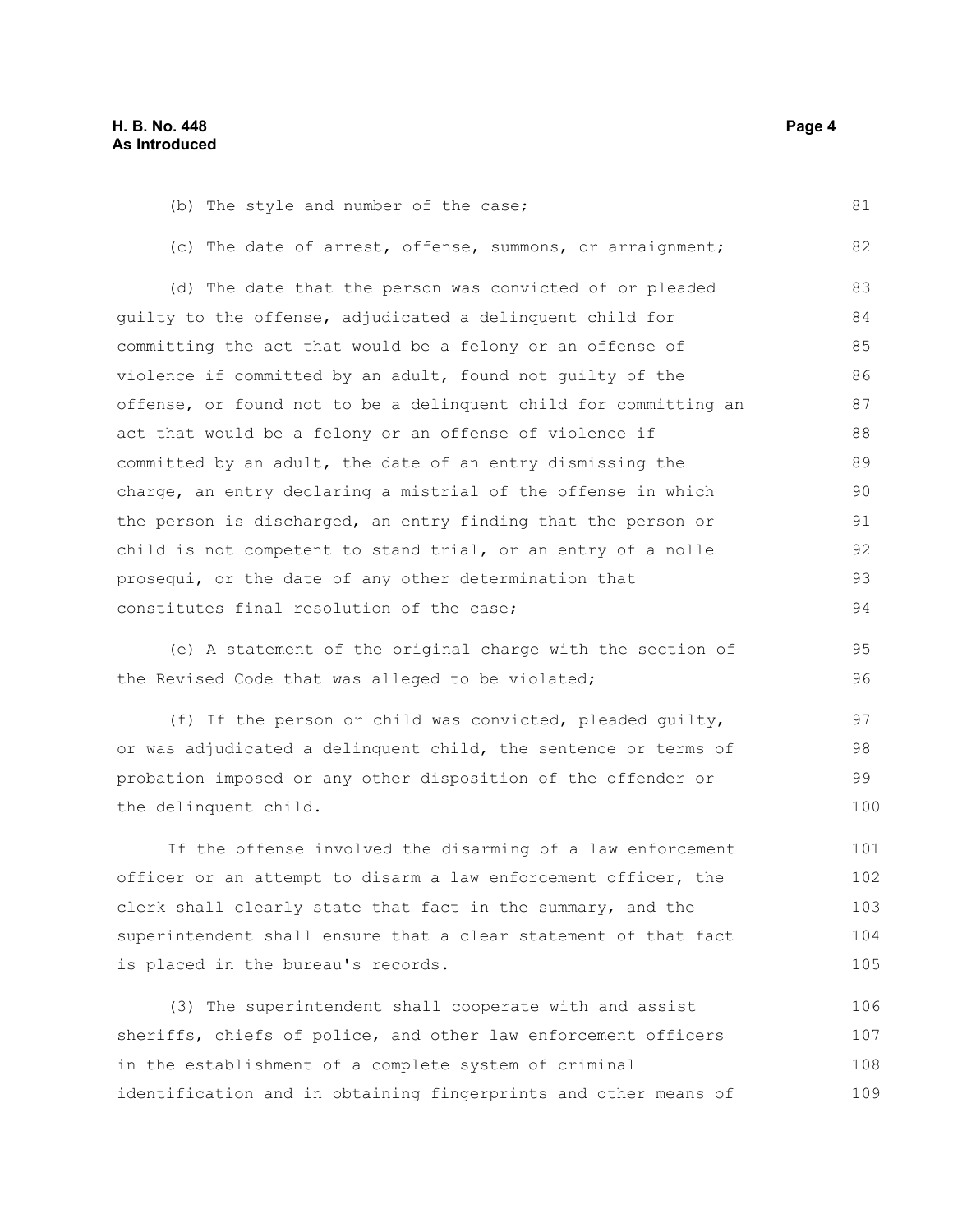(b) The style and number of the case;

(c) The date of arrest, offense, summons, or arraignment;

(d) The date that the person was convicted of or pleaded guilty to the offense, adjudicated a delinquent child for committing the act that would be a felony or an offense of violence if committed by an adult, found not guilty of the offense, or found not to be a delinquent child for committing an act that would be a felony or an offense of violence if committed by an adult, the date of an entry dismissing the charge, an entry declaring a mistrial of the offense in which the person is discharged, an entry finding that the person or child is not competent to stand trial, or an entry of a nolle prosequi, or the date of any other determination that constitutes final resolution of the case;

(e) A statement of the original charge with the section of the Revised Code that was alleged to be violated;

(f) If the person or child was convicted, pleaded guilty, or was adjudicated a delinquent child, the sentence or terms of probation imposed or any other disposition of the offender or the delinquent child.

If the offense involved the disarming of a law enforcement officer or an attempt to disarm a law enforcement officer, the clerk shall clearly state that fact in the summary, and the superintendent shall ensure that a clear statement of that fact is placed in the bureau's records.

(3) The superintendent shall cooperate with and assist sheriffs, chiefs of police, and other law enforcement officers in the establishment of a complete system of criminal identification and in obtaining fingerprints and other means of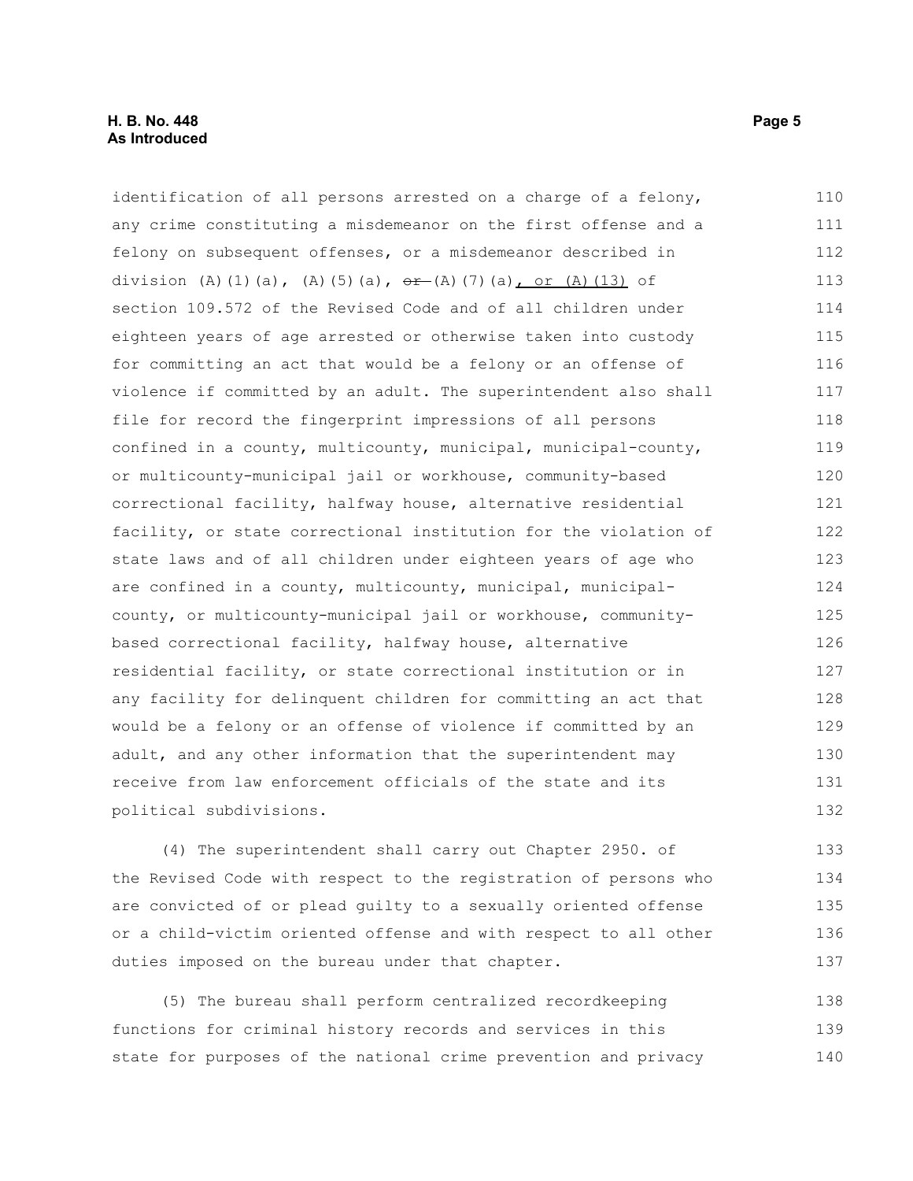identification of all persons arrested on a charge of a felony, any crime constituting a misdemeanor on the first offense and a felony on subsequent offenses, or a misdemeanor described in division (A)(1)(a), (A)(5)(a), ~~or~~ (A)(7)(a), or (A)(13) of section 109.572 of the Revised Code and of all children under eighteen years of age arrested or otherwise taken into custody for committing an act that would be a felony or an offense of violence if committed by an adult. The superintendent also shall file for record the fingerprint impressions of all persons confined in a county, multicounty, municipal, municipal-county, or multicounty-municipal jail or workhouse, community-based correctional facility, halfway house, alternative residential facility, or state correctional institution for the violation of state laws and of all children under eighteen years of age who are confined in a county, multicounty, municipal, municipal-county, or multicounty-municipal jail or workhouse, community-based correctional facility, halfway house, alternative residential facility, or state correctional institution or in any facility for delinquent children for committing an act that would be a felony or an offense of violence if committed by an adult, and any other information that the superintendent may receive from law enforcement officials of the state and its political subdivisions.

(4) The superintendent shall carry out Chapter 2950. of the Revised Code with respect to the registration of persons who are convicted of or plead guilty to a sexually oriented offense or a child-victim oriented offense and with respect to all other duties imposed on the bureau under that chapter.

(5) The bureau shall perform centralized recordkeeping functions for criminal history records and services in this state for purposes of the national crime prevention and privacy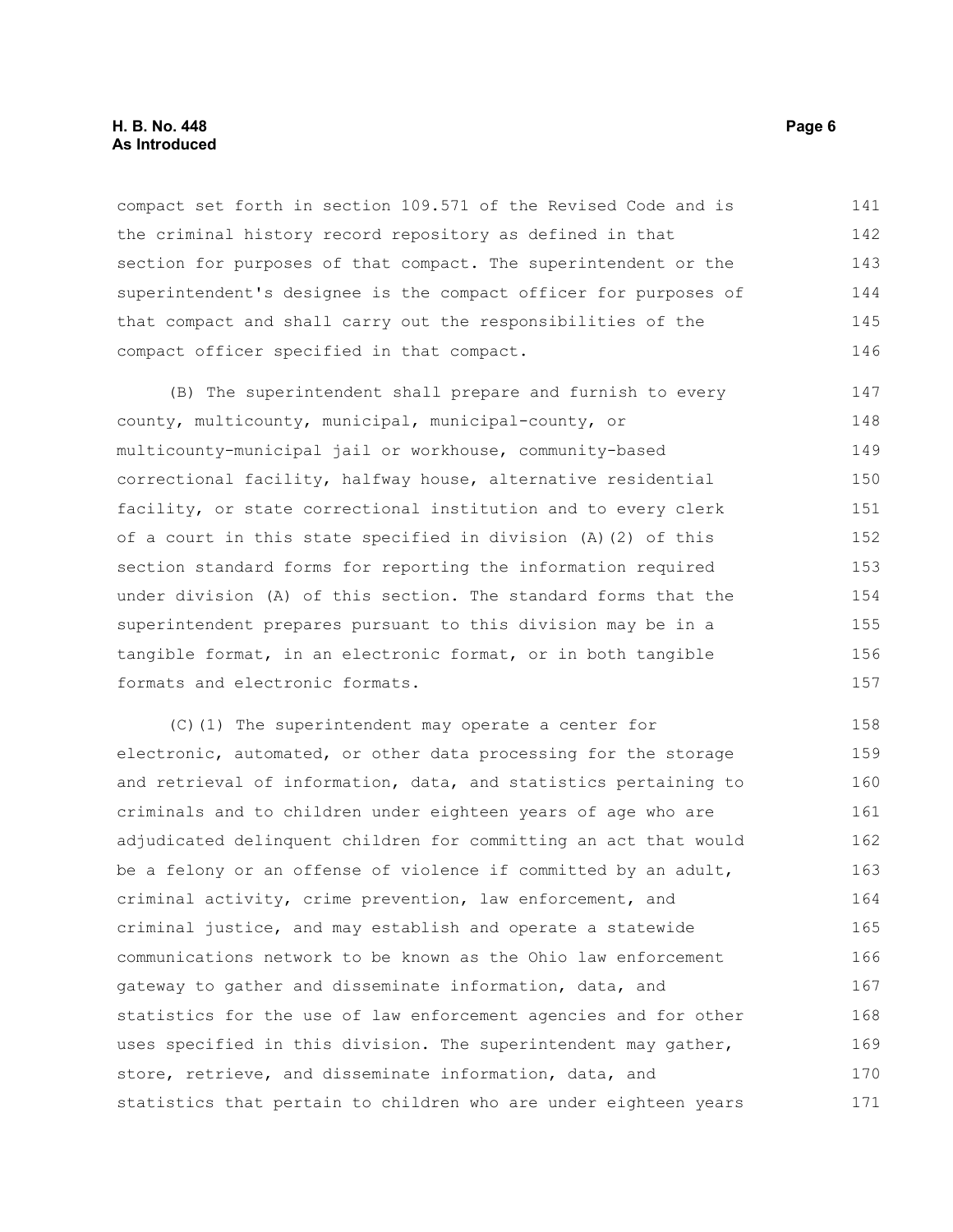compact set forth in section 109.571 of the Revised Code and is the criminal history record repository as defined in that section for purposes of that compact. The superintendent or the superintendent's designee is the compact officer for purposes of that compact and shall carry out the responsibilities of the compact officer specified in that compact.

(B) The superintendent shall prepare and furnish to every county, multicounty, municipal, municipal-county, or multicounty-municipal jail or workhouse, community-based correctional facility, halfway house, alternative residential facility, or state correctional institution and to every clerk of a court in this state specified in division (A)(2) of this section standard forms for reporting the information required under division (A) of this section. The standard forms that the superintendent prepares pursuant to this division may be in a tangible format, in an electronic format, or in both tangible formats and electronic formats.

(C)(1) The superintendent may operate a center for electronic, automated, or other data processing for the storage and retrieval of information, data, and statistics pertaining to criminals and to children under eighteen years of age who are adjudicated delinquent children for committing an act that would be a felony or an offense of violence if committed by an adult, criminal activity, crime prevention, law enforcement, and criminal justice, and may establish and operate a statewide communications network to be known as the Ohio law enforcement gateway to gather and disseminate information, data, and statistics for the use of law enforcement agencies and for other uses specified in this division. The superintendent may gather, store, retrieve, and disseminate information, data, and statistics that pertain to children who are under eighteen years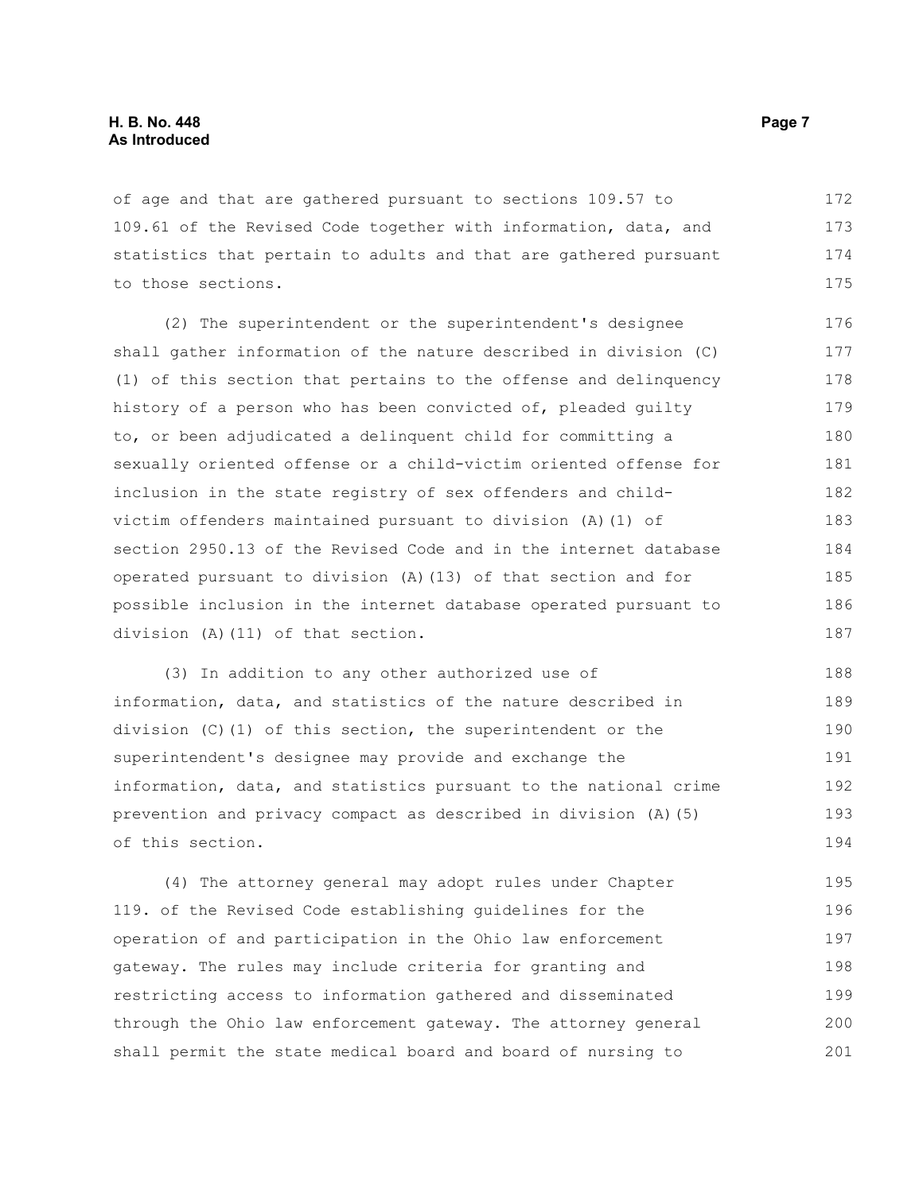of age and that are gathered pursuant to sections 109.57 to 109.61 of the Revised Code together with information, data, and statistics that pertain to adults and that are gathered pursuant to those sections.

(2) The superintendent or the superintendent's designee shall gather information of the nature described in division (C)(1) of this section that pertains to the offense and delinquency history of a person who has been convicted of, pleaded guilty to, or been adjudicated a delinquent child for committing a sexually oriented offense or a child-victim oriented offense for inclusion in the state registry of sex offenders and child-victim offenders maintained pursuant to division (A)(1) of section 2950.13 of the Revised Code and in the internet database operated pursuant to division (A)(13) of that section and for possible inclusion in the internet database operated pursuant to division (A)(11) of that section.

(3) In addition to any other authorized use of information, data, and statistics of the nature described in division (C)(1) of this section, the superintendent or the superintendent's designee may provide and exchange the information, data, and statistics pursuant to the national crime prevention and privacy compact as described in division (A)(5) of this section.

(4) The attorney general may adopt rules under Chapter 119. of the Revised Code establishing guidelines for the operation of and participation in the Ohio law enforcement gateway. The rules may include criteria for granting and restricting access to information gathered and disseminated through the Ohio law enforcement gateway. The attorney general shall permit the state medical board and board of nursing to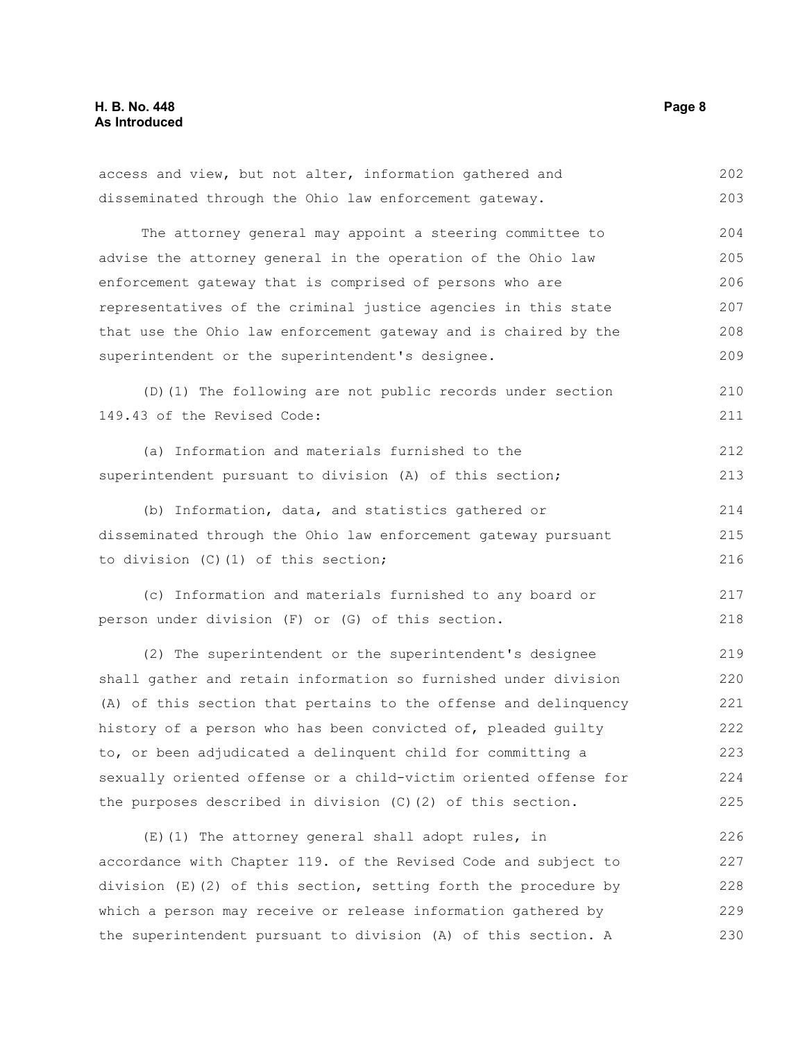access and view, but not alter, information gathered and disseminated through the Ohio law enforcement gateway.

The attorney general may appoint a steering committee to advise the attorney general in the operation of the Ohio law enforcement gateway that is comprised of persons who are representatives of the criminal justice agencies in this state that use the Ohio law enforcement gateway and is chaired by the superintendent or the superintendent's designee.

(D)(1) The following are not public records under section 149.43 of the Revised Code:

(a) Information and materials furnished to the superintendent pursuant to division (A) of this section;

(b) Information, data, and statistics gathered or disseminated through the Ohio law enforcement gateway pursuant to division (C)(1) of this section;

(c) Information and materials furnished to any board or person under division (F) or (G) of this section.

(2) The superintendent or the superintendent's designee shall gather and retain information so furnished under division (A) of this section that pertains to the offense and delinquency history of a person who has been convicted of, pleaded guilty to, or been adjudicated a delinquent child for committing a sexually oriented offense or a child-victim oriented offense for the purposes described in division (C)(2) of this section.

(E)(1) The attorney general shall adopt rules, in accordance with Chapter 119. of the Revised Code and subject to division (E)(2) of this section, setting forth the procedure by which a person may receive or release information gathered by the superintendent pursuant to division (A) of this section. A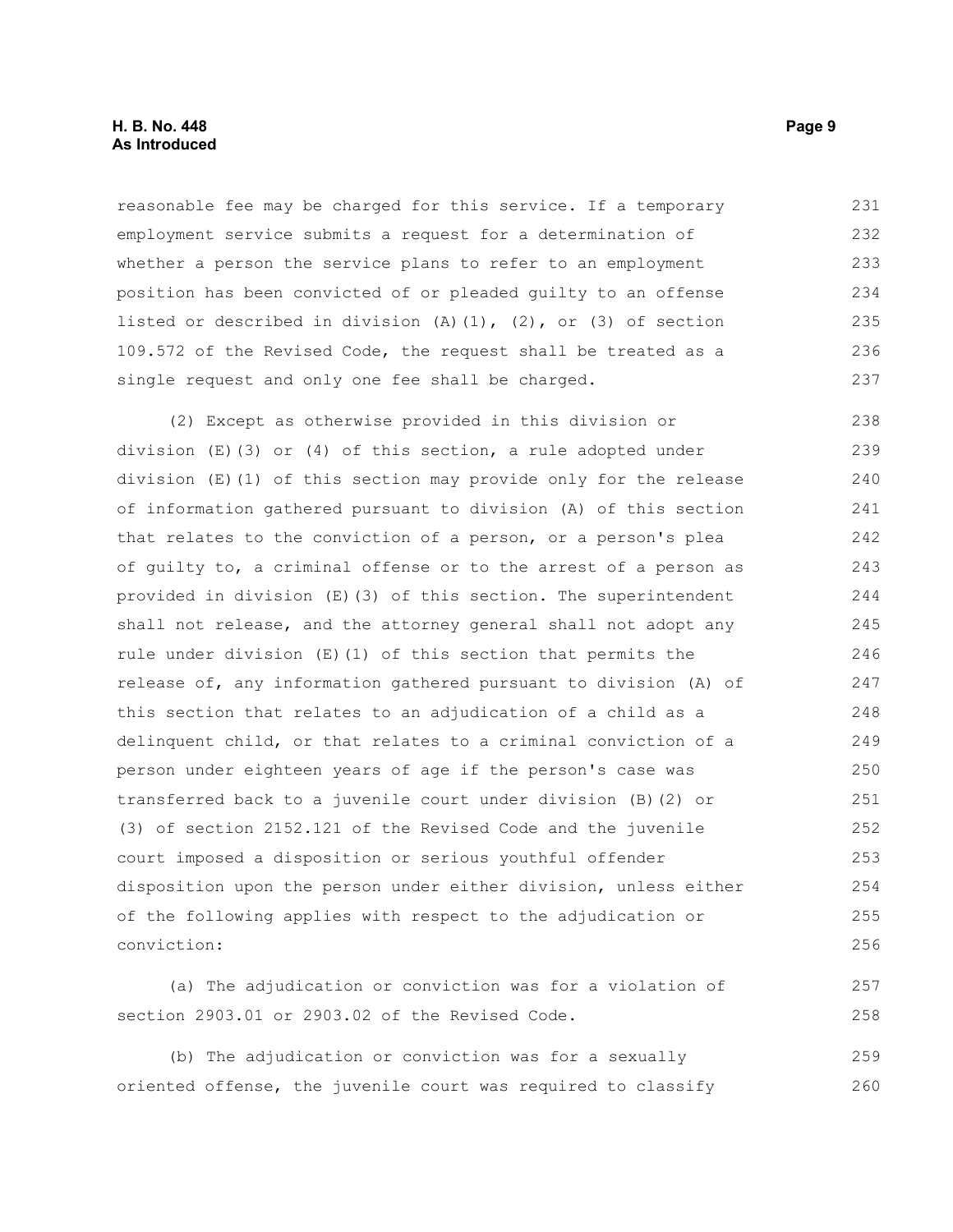reasonable fee may be charged for this service. If a temporary employment service submits a request for a determination of whether a person the service plans to refer to an employment position has been convicted of or pleaded guilty to an offense listed or described in division (A)(1), (2), or (3) of section 109.572 of the Revised Code, the request shall be treated as a single request and only one fee shall be charged.

(2) Except as otherwise provided in this division or division (E)(3) or (4) of this section, a rule adopted under division (E)(1) of this section may provide only for the release of information gathered pursuant to division (A) of this section that relates to the conviction of a person, or a person's plea of guilty to, a criminal offense or to the arrest of a person as provided in division (E)(3) of this section. The superintendent shall not release, and the attorney general shall not adopt any rule under division (E)(1) of this section that permits the release of, any information gathered pursuant to division (A) of this section that relates to an adjudication of a child as a delinquent child, or that relates to a criminal conviction of a person under eighteen years of age if the person's case was transferred back to a juvenile court under division (B)(2) or (3) of section 2152.121 of the Revised Code and the juvenile court imposed a disposition or serious youthful offender disposition upon the person under either division, unless either of the following applies with respect to the adjudication or conviction:

(a) The adjudication or conviction was for a violation of section 2903.01 or 2903.02 of the Revised Code.

(b) The adjudication or conviction was for a sexually oriented offense, the juvenile court was required to classify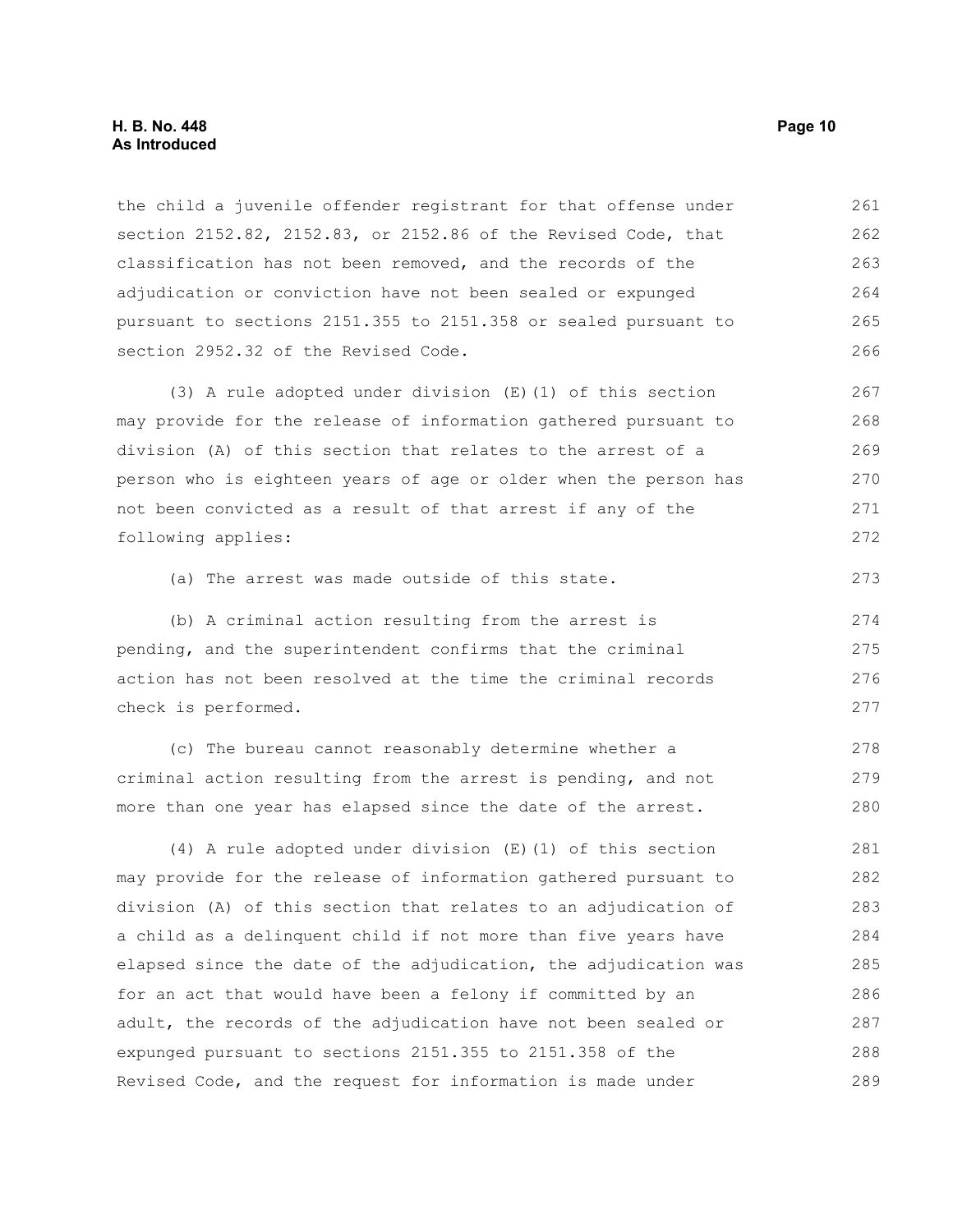the child a juvenile offender registrant for that offense under section 2152.82, 2152.83, or 2152.86 of the Revised Code, that classification has not been removed, and the records of the adjudication or conviction have not been sealed or expunged pursuant to sections 2151.355 to 2151.358 or sealed pursuant to section 2952.32 of the Revised Code.

(3) A rule adopted under division (E)(1) of this section may provide for the release of information gathered pursuant to division (A) of this section that relates to the arrest of a person who is eighteen years of age or older when the person has not been convicted as a result of that arrest if any of the following applies:

(a) The arrest was made outside of this state.

(b) A criminal action resulting from the arrest is pending, and the superintendent confirms that the criminal action has not been resolved at the time the criminal records check is performed.

(c) The bureau cannot reasonably determine whether a criminal action resulting from the arrest is pending, and not more than one year has elapsed since the date of the arrest.

(4) A rule adopted under division (E)(1) of this section may provide for the release of information gathered pursuant to division (A) of this section that relates to an adjudication of a child as a delinquent child if not more than five years have elapsed since the date of the adjudication, the adjudication was for an act that would have been a felony if committed by an adult, the records of the adjudication have not been sealed or expunged pursuant to sections 2151.355 to 2151.358 of the Revised Code, and the request for information is made under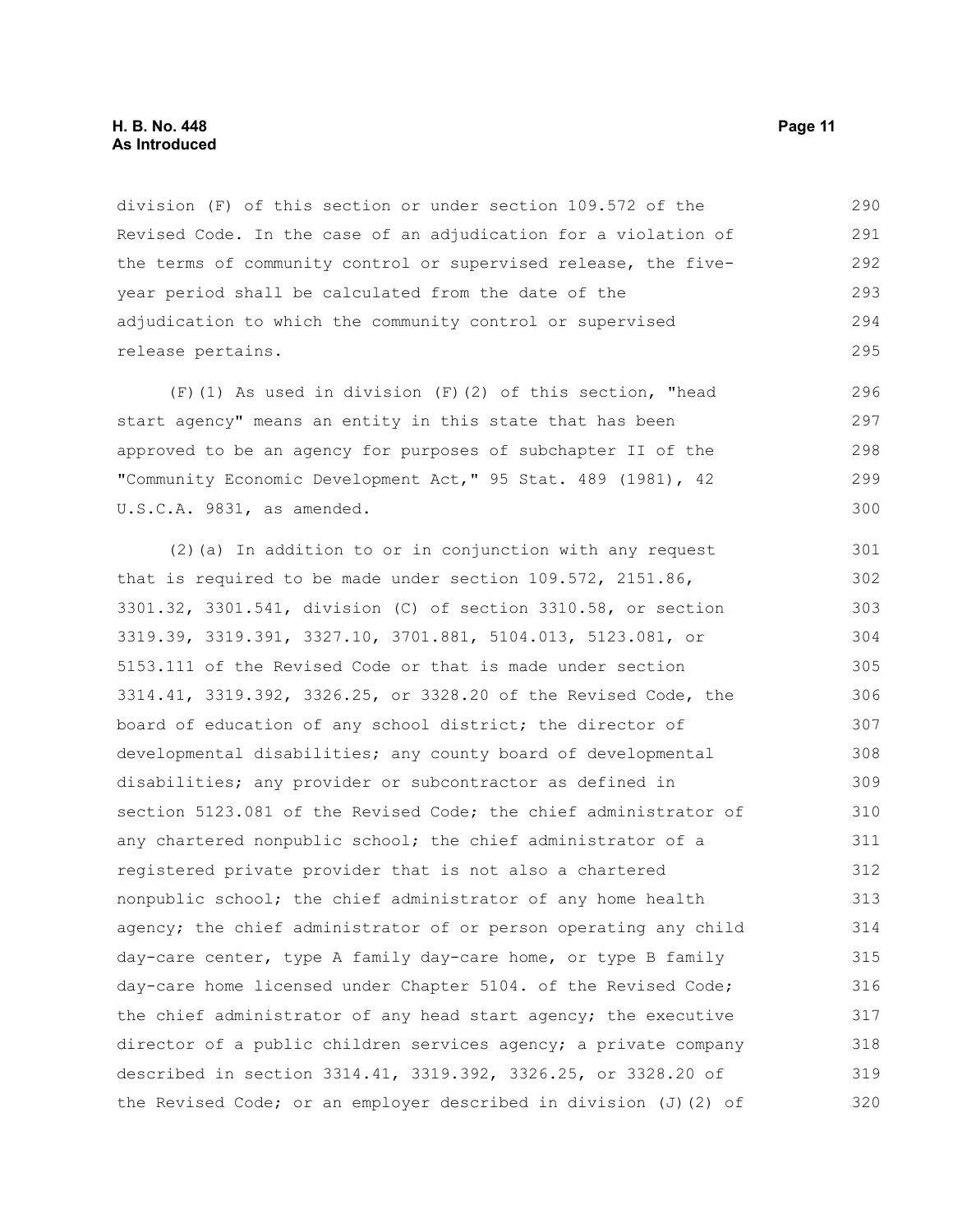division (F) of this section or under section 109.572 of the Revised Code. In the case of an adjudication for a violation of the terms of community control or supervised release, the five-year period shall be calculated from the date of the adjudication to which the community control or supervised release pertains.

(F)(1) As used in division (F)(2) of this section, "head start agency" means an entity in this state that has been approved to be an agency for purposes of subchapter II of the "Community Economic Development Act," 95 Stat. 489 (1981), 42 U.S.C.A. 9831, as amended.

(2)(a) In addition to or in conjunction with any request that is required to be made under section 109.572, 2151.86, 3301.32, 3301.541, division (C) of section 3310.58, or section 3319.39, 3319.391, 3327.10, 3701.881, 5104.013, 5123.081, or 5153.111 of the Revised Code or that is made under section 3314.41, 3319.392, 3326.25, or 3328.20 of the Revised Code, the board of education of any school district; the director of developmental disabilities; any county board of developmental disabilities; any provider or subcontractor as defined in section 5123.081 of the Revised Code; the chief administrator of any chartered nonpublic school; the chief administrator of a registered private provider that is not also a chartered nonpublic school; the chief administrator of any home health agency; the chief administrator of or person operating any child day-care center, type A family day-care home, or type B family day-care home licensed under Chapter 5104. of the Revised Code; the chief administrator of any head start agency; the executive director of a public children services agency; a private company described in section 3314.41, 3319.392, 3326.25, or 3328.20 of the Revised Code; or an employer described in division (J)(2) of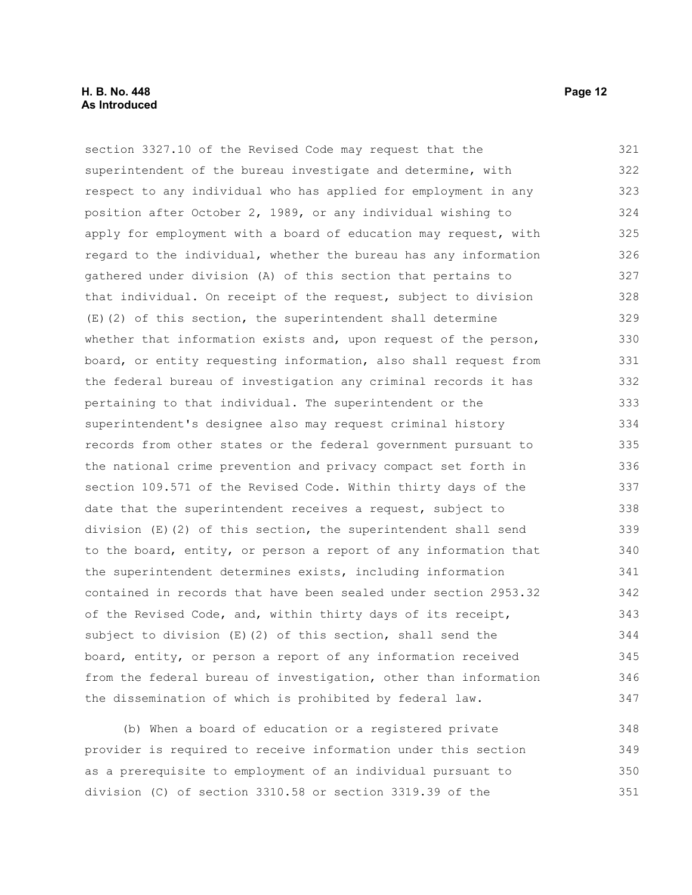section 3327.10 of the Revised Code may request that the superintendent of the bureau investigate and determine, with respect to any individual who has applied for employment in any position after October 2, 1989, or any individual wishing to apply for employment with a board of education may request, with regard to the individual, whether the bureau has any information gathered under division (A) of this section that pertains to that individual. On receipt of the request, subject to division (E)(2) of this section, the superintendent shall determine whether that information exists and, upon request of the person, board, or entity requesting information, also shall request from the federal bureau of investigation any criminal records it has pertaining to that individual. The superintendent or the superintendent's designee also may request criminal history records from other states or the federal government pursuant to the national crime prevention and privacy compact set forth in section 109.571 of the Revised Code. Within thirty days of the date that the superintendent receives a request, subject to division (E)(2) of this section, the superintendent shall send to the board, entity, or person a report of any information that the superintendent determines exists, including information contained in records that have been sealed under section 2953.32 of the Revised Code, and, within thirty days of its receipt, subject to division (E)(2) of this section, shall send the board, entity, or person a report of any information received from the federal bureau of investigation, other than information the dissemination of which is prohibited by federal law.

(b) When a board of education or a registered private provider is required to receive information under this section as a prerequisite to employment of an individual pursuant to division (C) of section 3310.58 or section 3319.39 of the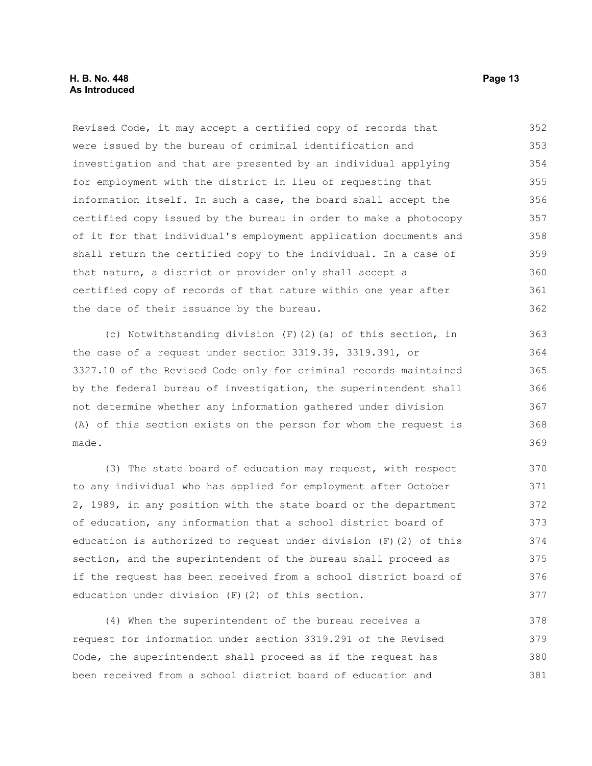Revised Code, it may accept a certified copy of records that were issued by the bureau of criminal identification and investigation and that are presented by an individual applying for employment with the district in lieu of requesting that information itself. In such a case, the board shall accept the certified copy issued by the bureau in order to make a photocopy of it for that individual's employment application documents and shall return the certified copy to the individual. In a case of that nature, a district or provider only shall accept a certified copy of records of that nature within one year after the date of their issuance by the bureau.

(c) Notwithstanding division (F)(2)(a) of this section, in the case of a request under section 3319.39, 3319.391, or 3327.10 of the Revised Code only for criminal records maintained by the federal bureau of investigation, the superintendent shall not determine whether any information gathered under division (A) of this section exists on the person for whom the request is made.

(3) The state board of education may request, with respect to any individual who has applied for employment after October 2, 1989, in any position with the state board or the department of education, any information that a school district board of education is authorized to request under division (F)(2) of this section, and the superintendent of the bureau shall proceed as if the request has been received from a school district board of education under division (F)(2) of this section.

(4) When the superintendent of the bureau receives a request for information under section 3319.291 of the Revised Code, the superintendent shall proceed as if the request has been received from a school district board of education and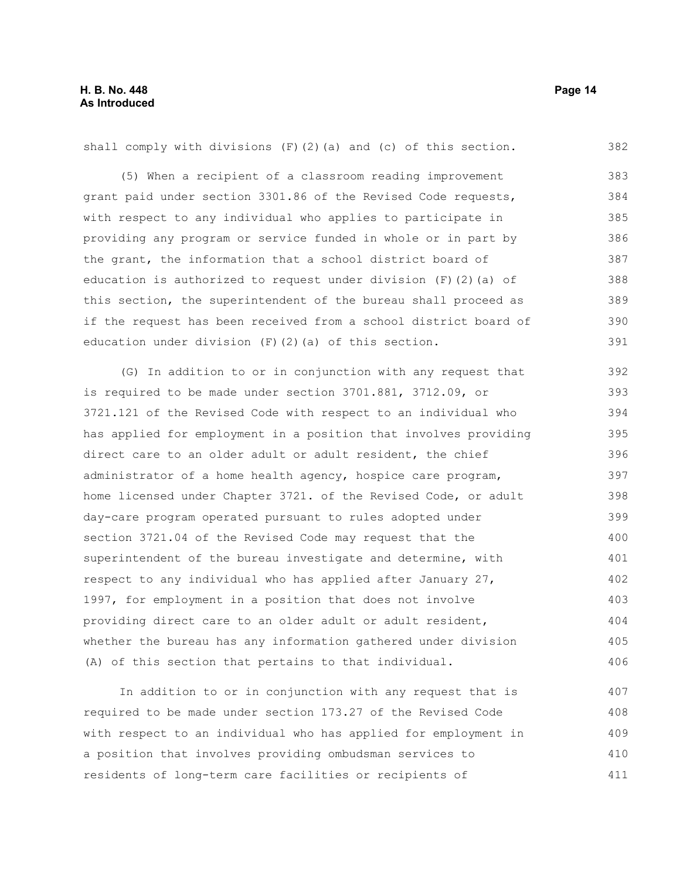shall comply with divisions (F)(2)(a) and (c) of this section.

(5) When a recipient of a classroom reading improvement grant paid under section 3301.86 of the Revised Code requests, with respect to any individual who applies to participate in providing any program or service funded in whole or in part by the grant, the information that a school district board of education is authorized to request under division (F)(2)(a) of this section, the superintendent of the bureau shall proceed as if the request has been received from a school district board of education under division (F)(2)(a) of this section.

(G) In addition to or in conjunction with any request that is required to be made under section 3701.881, 3712.09, or 3721.121 of the Revised Code with respect to an individual who has applied for employment in a position that involves providing direct care to an older adult or adult resident, the chief administrator of a home health agency, hospice care program, home licensed under Chapter 3721. of the Revised Code, or adult day-care program operated pursuant to rules adopted under section 3721.04 of the Revised Code may request that the superintendent of the bureau investigate and determine, with respect to any individual who has applied after January 27, 1997, for employment in a position that does not involve providing direct care to an older adult or adult resident, whether the bureau has any information gathered under division (A) of this section that pertains to that individual.

In addition to or in conjunction with any request that is required to be made under section 173.27 of the Revised Code with respect to an individual who has applied for employment in a position that involves providing ombudsman services to residents of long-term care facilities or recipients of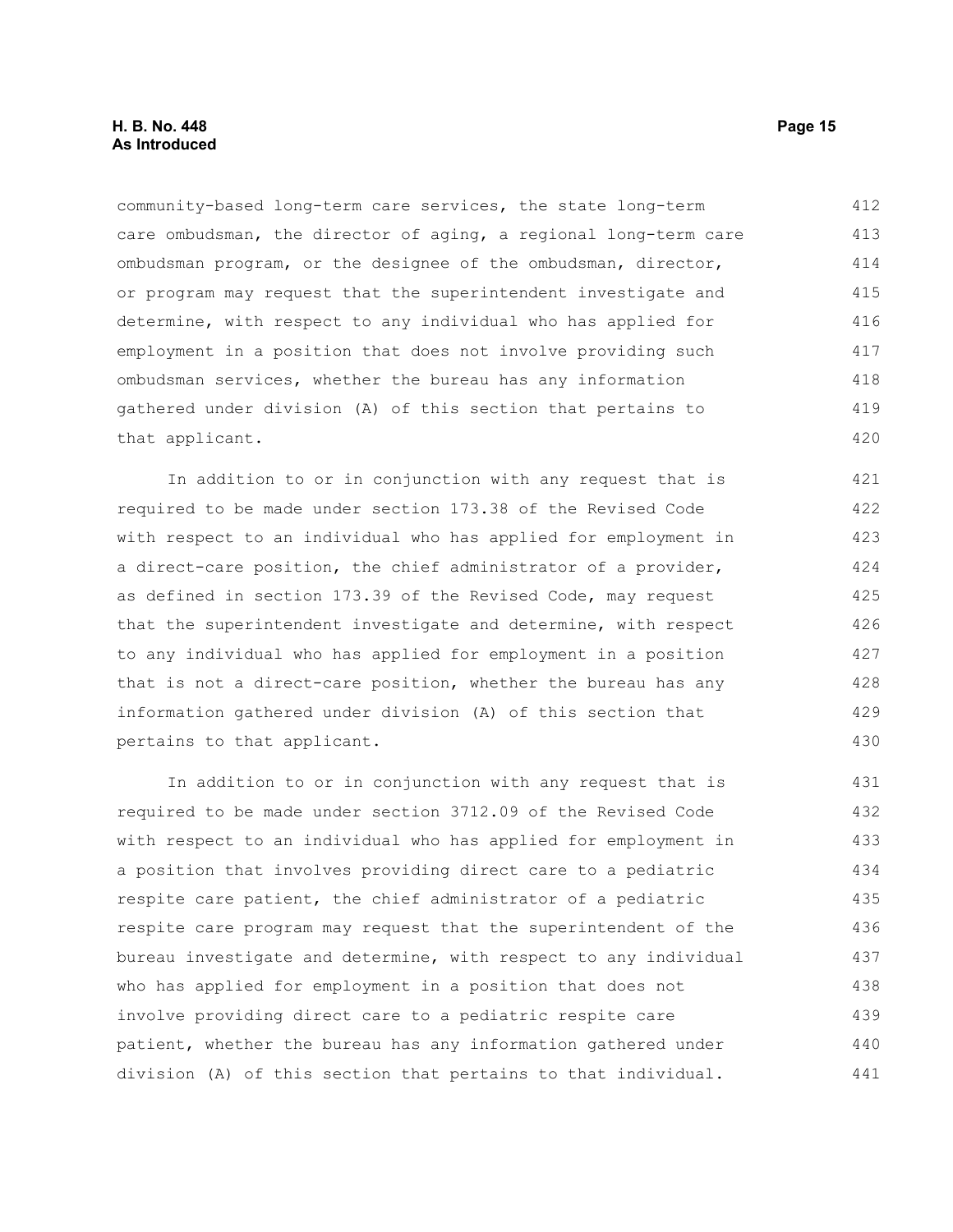community-based long-term care services, the state long-term care ombudsman, the director of aging, a regional long-term care ombudsman program, or the designee of the ombudsman, director, or program may request that the superintendent investigate and determine, with respect to any individual who has applied for employment in a position that does not involve providing such ombudsman services, whether the bureau has any information gathered under division (A) of this section that pertains to that applicant.

In addition to or in conjunction with any request that is required to be made under section 173.38 of the Revised Code with respect to an individual who has applied for employment in a direct-care position, the chief administrator of a provider, as defined in section 173.39 of the Revised Code, may request that the superintendent investigate and determine, with respect to any individual who has applied for employment in a position that is not a direct-care position, whether the bureau has any information gathered under division (A) of this section that pertains to that applicant.

In addition to or in conjunction with any request that is required to be made under section 3712.09 of the Revised Code with respect to an individual who has applied for employment in a position that involves providing direct care to a pediatric respite care patient, the chief administrator of a pediatric respite care program may request that the superintendent of the bureau investigate and determine, with respect to any individual who has applied for employment in a position that does not involve providing direct care to a pediatric respite care patient, whether the bureau has any information gathered under division (A) of this section that pertains to that individual.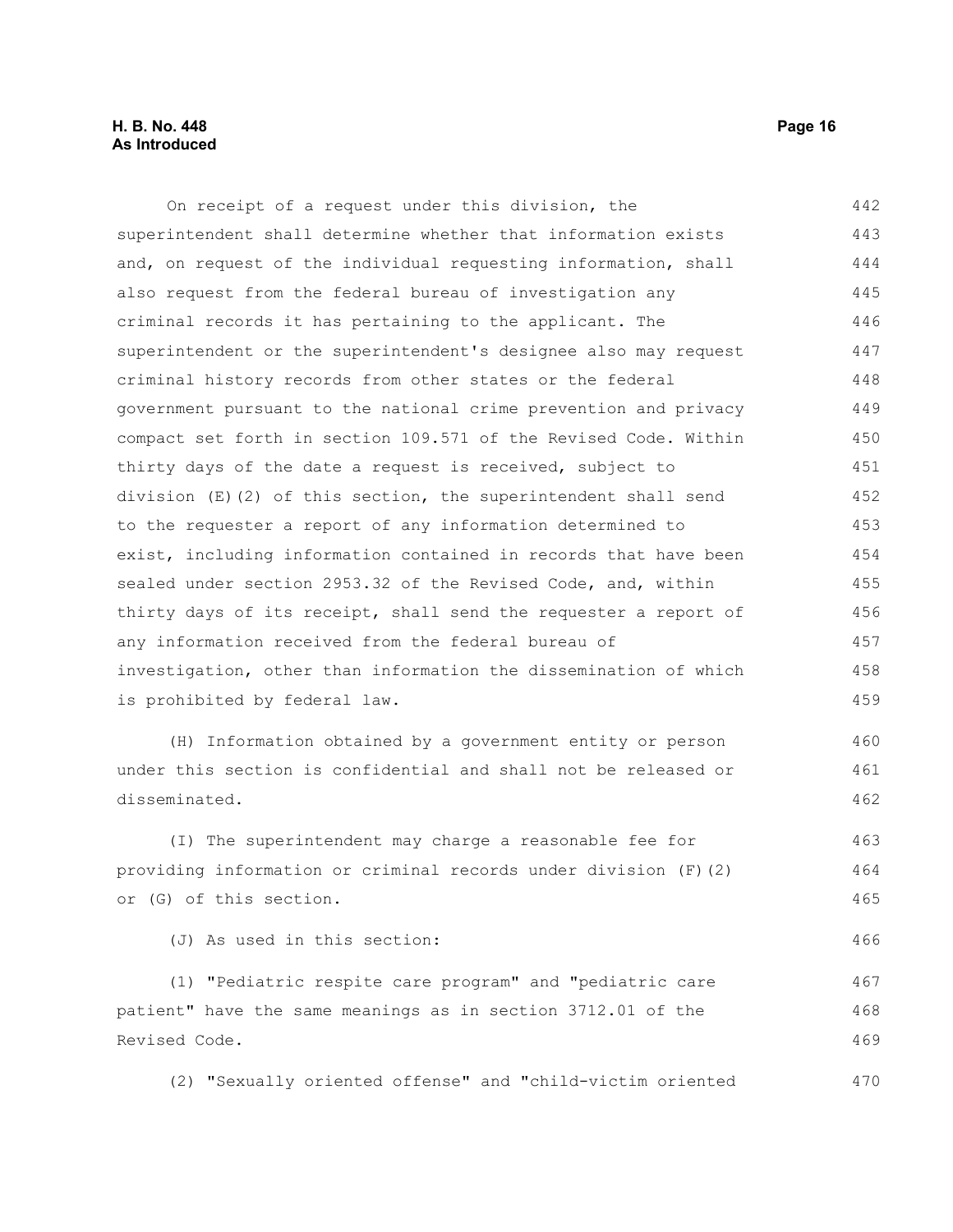On receipt of a request under this division, the superintendent shall determine whether that information exists and, on request of the individual requesting information, shall also request from the federal bureau of investigation any criminal records it has pertaining to the applicant. The superintendent or the superintendent's designee also may request criminal history records from other states or the federal government pursuant to the national crime prevention and privacy compact set forth in section 109.571 of the Revised Code. Within thirty days of the date a request is received, subject to division (E)(2) of this section, the superintendent shall send to the requester a report of any information determined to exist, including information contained in records that have been sealed under section 2953.32 of the Revised Code, and, within thirty days of its receipt, shall send the requester a report of any information received from the federal bureau of investigation, other than information the dissemination of which is prohibited by federal law.

(H) Information obtained by a government entity or person under this section is confidential and shall not be released or disseminated.

(I) The superintendent may charge a reasonable fee for providing information or criminal records under division (F)(2) or (G) of this section.

(J) As used in this section:

(1) "Pediatric respite care program" and "pediatric care patient" have the same meanings as in section 3712.01 of the Revised Code.

(2) "Sexually oriented offense" and "child-victim oriented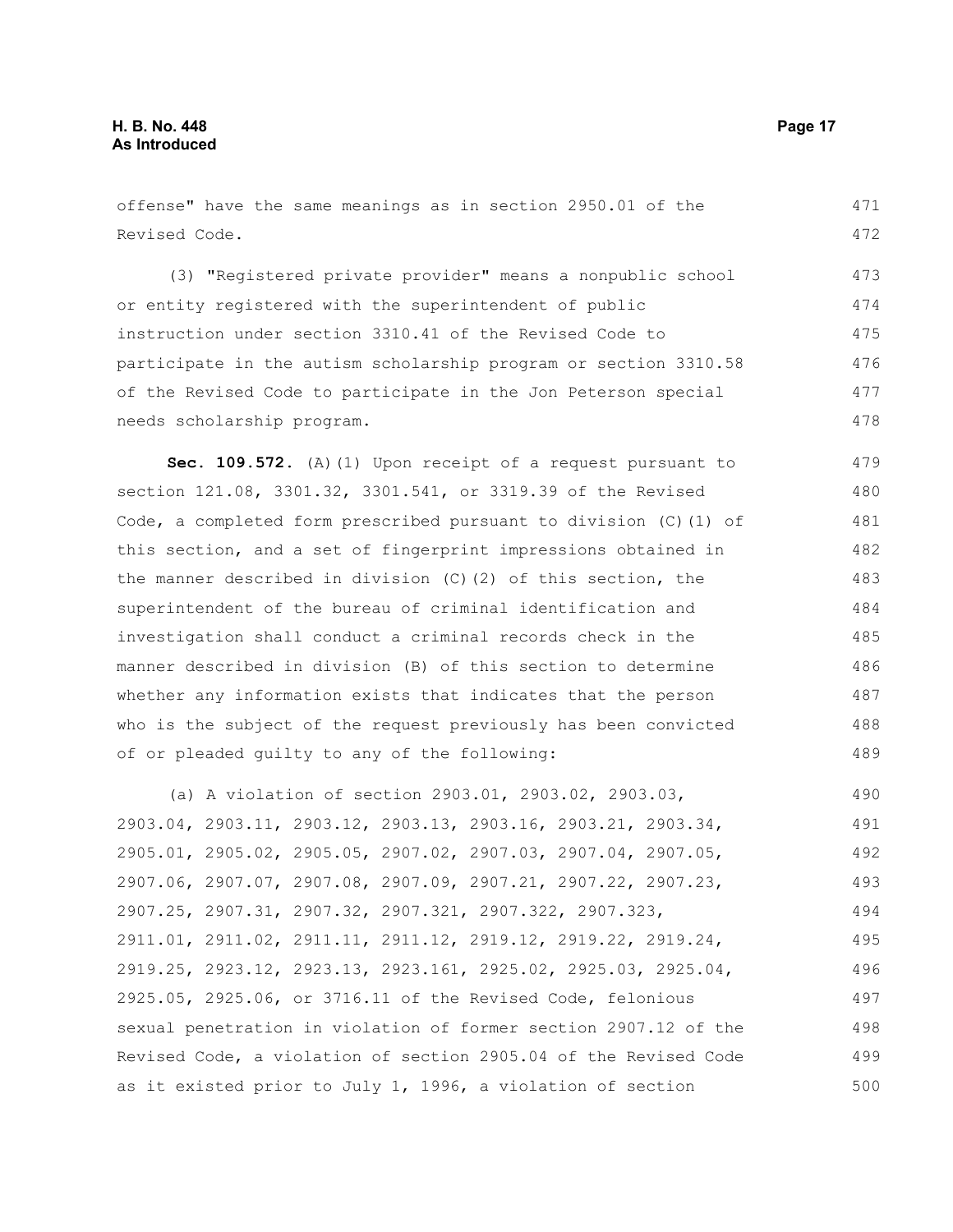offense" have the same meanings as in section 2950.01 of the Revised Code.

(3) "Registered private provider" means a nonpublic school or entity registered with the superintendent of public instruction under section 3310.41 of the Revised Code to participate in the autism scholarship program or section 3310.58 of the Revised Code to participate in the Jon Peterson special needs scholarship program.

**Sec. 109.572.** (A)(1) Upon receipt of a request pursuant to section 121.08, 3301.32, 3301.541, or 3319.39 of the Revised Code, a completed form prescribed pursuant to division (C)(1) of this section, and a set of fingerprint impressions obtained in the manner described in division (C)(2) of this section, the superintendent of the bureau of criminal identification and investigation shall conduct a criminal records check in the manner described in division (B) of this section to determine whether any information exists that indicates that the person who is the subject of the request previously has been convicted of or pleaded guilty to any of the following:

(a) A violation of section 2903.01, 2903.02, 2903.03, 2903.04, 2903.11, 2903.12, 2903.13, 2903.16, 2903.21, 2903.34, 2905.01, 2905.02, 2905.05, 2907.02, 2907.03, 2907.04, 2907.05, 2907.06, 2907.07, 2907.08, 2907.09, 2907.21, 2907.22, 2907.23, 2907.25, 2907.31, 2907.32, 2907.321, 2907.322, 2907.323, 2911.01, 2911.02, 2911.11, 2911.12, 2919.12, 2919.22, 2919.24, 2919.25, 2923.12, 2923.13, 2923.161, 2925.02, 2925.03, 2925.04, 2925.05, 2925.06, or 3716.11 of the Revised Code, felonious sexual penetration in violation of former section 2907.12 of the Revised Code, a violation of section 2905.04 of the Revised Code as it existed prior to July 1, 1996, a violation of section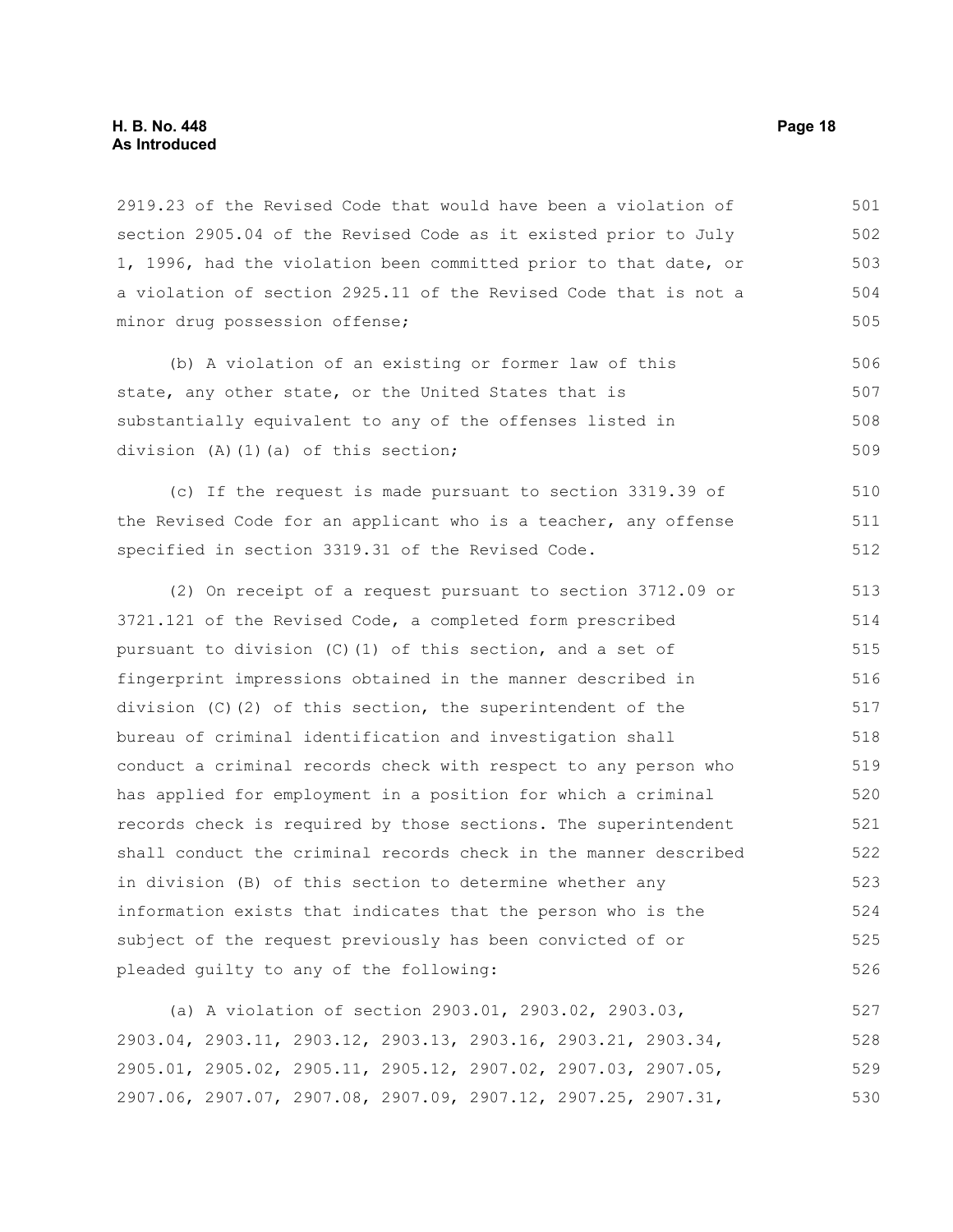2919.23 of the Revised Code that would have been a violation of section 2905.04 of the Revised Code as it existed prior to July 1, 1996, had the violation been committed prior to that date, or a violation of section 2925.11 of the Revised Code that is not a minor drug possession offense;

(b) A violation of an existing or former law of this state, any other state, or the United States that is substantially equivalent to any of the offenses listed in division (A)(1)(a) of this section;

(c) If the request is made pursuant to section 3319.39 of the Revised Code for an applicant who is a teacher, any offense specified in section 3319.31 of the Revised Code.

(2) On receipt of a request pursuant to section 3712.09 or 3721.121 of the Revised Code, a completed form prescribed pursuant to division (C)(1) of this section, and a set of fingerprint impressions obtained in the manner described in division (C)(2) of this section, the superintendent of the bureau of criminal identification and investigation shall conduct a criminal records check with respect to any person who has applied for employment in a position for which a criminal records check is required by those sections. The superintendent shall conduct the criminal records check in the manner described in division (B) of this section to determine whether any information exists that indicates that the person who is the subject of the request previously has been convicted of or pleaded guilty to any of the following:

(a) A violation of section 2903.01, 2903.02, 2903.03, 2903.04, 2903.11, 2903.12, 2903.13, 2903.16, 2903.21, 2903.34, 2905.01, 2905.02, 2905.11, 2905.12, 2907.02, 2907.03, 2907.05, 2907.06, 2907.07, 2907.08, 2907.09, 2907.12, 2907.25, 2907.31,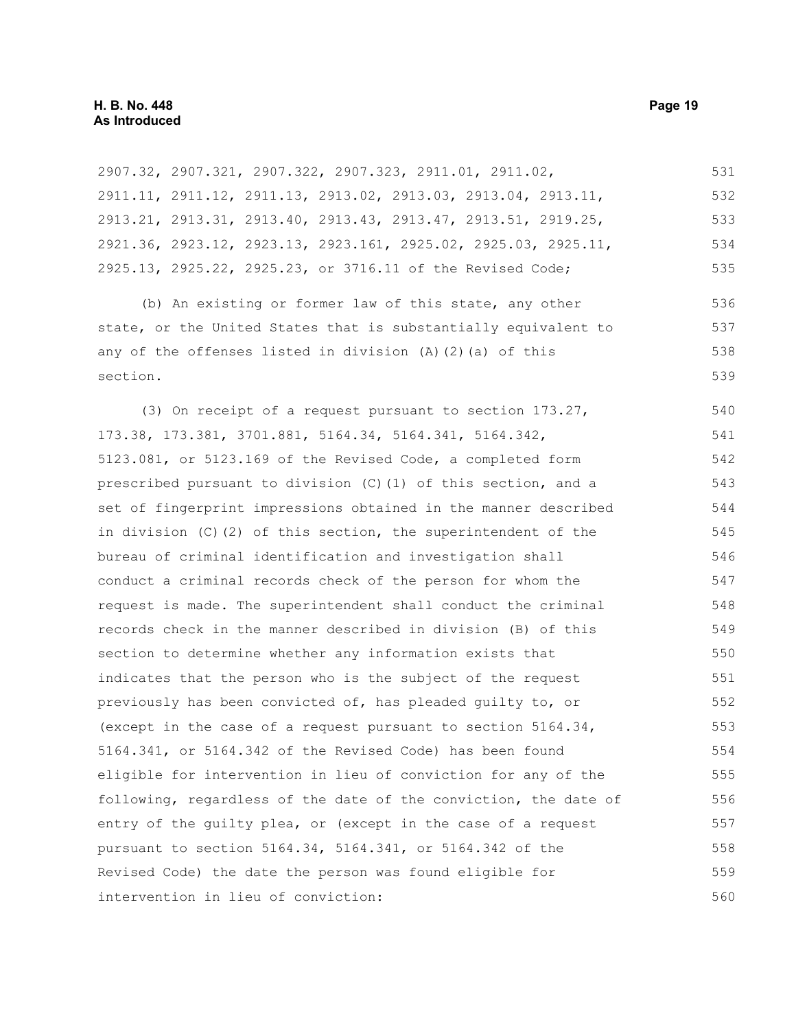2907.32, 2907.321, 2907.322, 2907.323, 2911.01, 2911.02, 2911.11, 2911.12, 2911.13, 2913.02, 2913.03, 2913.04, 2913.11, 2913.21, 2913.31, 2913.40, 2913.43, 2913.47, 2913.51, 2919.25, 2921.36, 2923.12, 2923.13, 2923.161, 2925.02, 2925.03, 2925.11, 2925.13, 2925.22, 2925.23, or 3716.11 of the Revised Code;

(b) An existing or former law of this state, any other state, or the United States that is substantially equivalent to any of the offenses listed in division (A)(2)(a) of this section.

(3) On receipt of a request pursuant to section 173.27, 173.38, 173.381, 3701.881, 5164.34, 5164.341, 5164.342, 5123.081, or 5123.169 of the Revised Code, a completed form prescribed pursuant to division (C)(1) of this section, and a set of fingerprint impressions obtained in the manner described in division (C)(2) of this section, the superintendent of the bureau of criminal identification and investigation shall conduct a criminal records check of the person for whom the request is made. The superintendent shall conduct the criminal records check in the manner described in division (B) of this section to determine whether any information exists that indicates that the person who is the subject of the request previously has been convicted of, has pleaded guilty to, or (except in the case of a request pursuant to section 5164.34, 5164.341, or 5164.342 of the Revised Code) has been found eligible for intervention in lieu of conviction for any of the following, regardless of the date of the conviction, the date of entry of the guilty plea, or (except in the case of a request pursuant to section 5164.34, 5164.341, or 5164.342 of the Revised Code) the date the person was found eligible for intervention in lieu of conviction: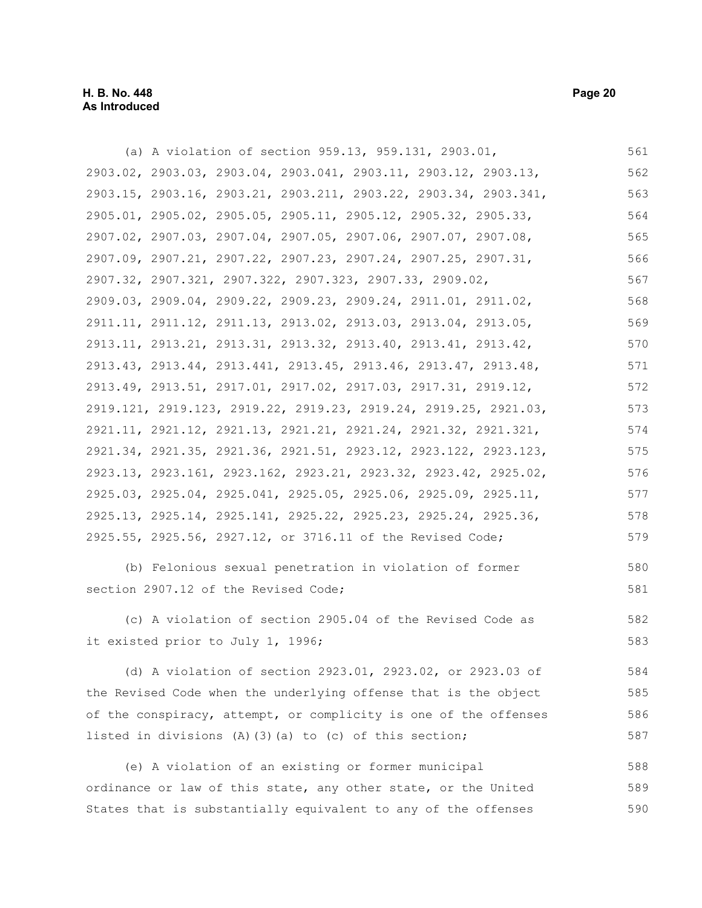(a) A violation of section 959.13, 959.131, 2903.01, 2903.02, 2903.03, 2903.04, 2903.041, 2903.11, 2903.12, 2903.13, 2903.15, 2903.16, 2903.21, 2903.211, 2903.22, 2903.34, 2903.341, 2905.01, 2905.02, 2905.05, 2905.11, 2905.12, 2905.32, 2905.33, 2907.02, 2907.03, 2907.04, 2907.05, 2907.06, 2907.07, 2907.08, 2907.09, 2907.21, 2907.22, 2907.23, 2907.24, 2907.25, 2907.31, 2907.32, 2907.321, 2907.322, 2907.323, 2907.33, 2909.02, 2909.03, 2909.04, 2909.22, 2909.23, 2909.24, 2911.01, 2911.02, 2911.11, 2911.12, 2911.13, 2913.02, 2913.03, 2913.04, 2913.05, 2913.11, 2913.21, 2913.31, 2913.32, 2913.40, 2913.41, 2913.42, 2913.43, 2913.44, 2913.441, 2913.45, 2913.46, 2913.47, 2913.48, 2913.49, 2913.51, 2917.01, 2917.02, 2917.03, 2917.31, 2919.12, 2919.121, 2919.123, 2919.22, 2919.23, 2919.24, 2919.25, 2921.03, 2921.11, 2921.12, 2921.13, 2921.21, 2921.24, 2921.32, 2921.321, 2921.34, 2921.35, 2921.36, 2921.51, 2923.12, 2923.122, 2923.123, 2923.13, 2923.161, 2923.162, 2923.21, 2923.32, 2923.42, 2925.02, 2925.03, 2925.04, 2925.041, 2925.05, 2925.06, 2925.09, 2925.11, 2925.13, 2925.14, 2925.141, 2925.22, 2925.23, 2925.24, 2925.36, 2925.55, 2925.56, 2927.12, or 3716.11 of the Revised Code;

(b) Felonious sexual penetration in violation of former section 2907.12 of the Revised Code;

(c) A violation of section 2905.04 of the Revised Code as it existed prior to July 1, 1996;

(d) A violation of section 2923.01, 2923.02, or 2923.03 of the Revised Code when the underlying offense that is the object of the conspiracy, attempt, or complicity is one of the offenses listed in divisions (A)(3)(a) to (c) of this section;

(e) A violation of an existing or former municipal ordinance or law of this state, any other state, or the United States that is substantially equivalent to any of the offenses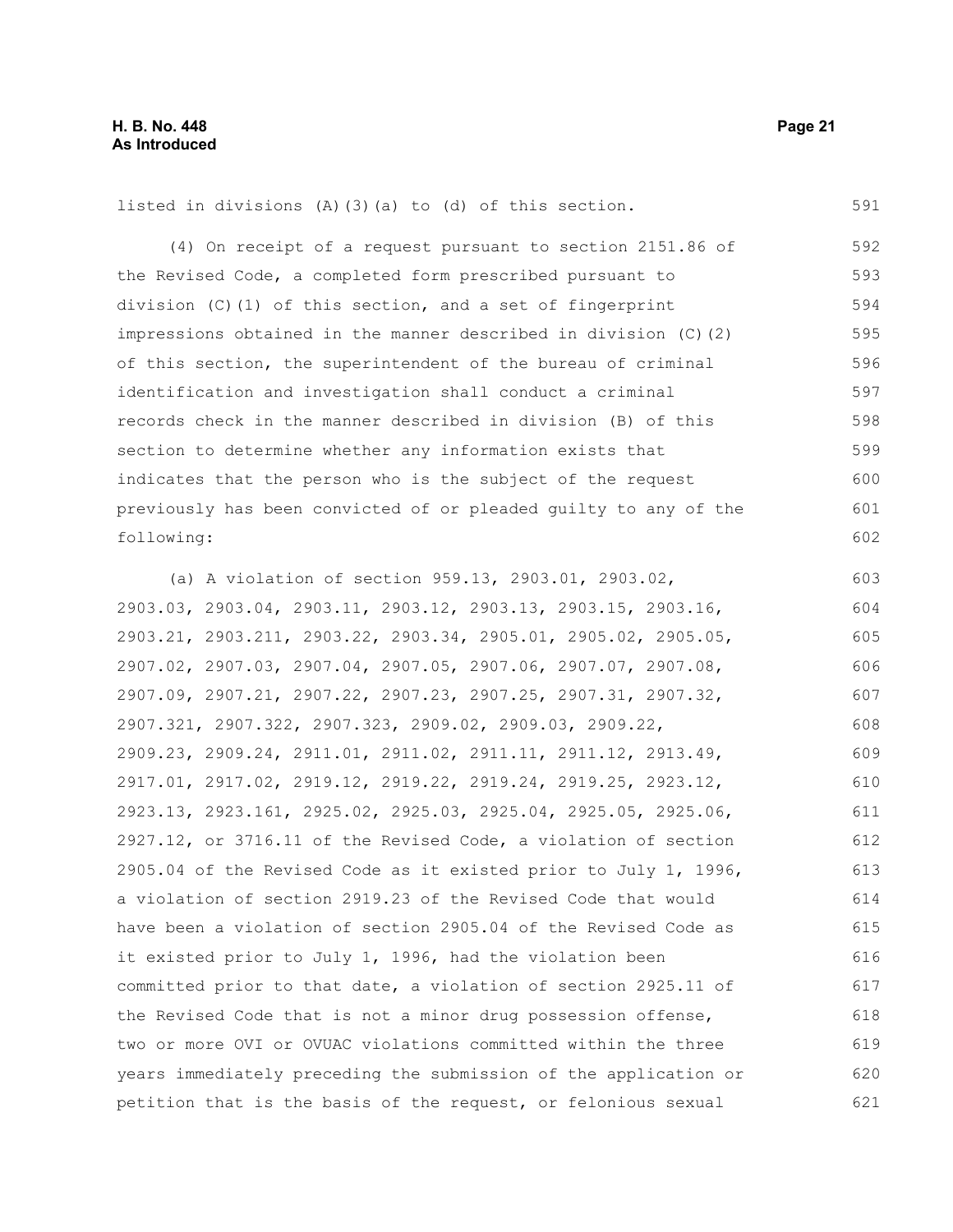listed in divisions (A)(3)(a) to (d) of this section.

(4) On receipt of a request pursuant to section 2151.86 of the Revised Code, a completed form prescribed pursuant to division (C)(1) of this section, and a set of fingerprint impressions obtained in the manner described in division (C)(2) of this section, the superintendent of the bureau of criminal identification and investigation shall conduct a criminal records check in the manner described in division (B) of this section to determine whether any information exists that indicates that the person who is the subject of the request previously has been convicted of or pleaded guilty to any of the following:

(a) A violation of section 959.13, 2903.01, 2903.02, 2903.03, 2903.04, 2903.11, 2903.12, 2903.13, 2903.15, 2903.16, 2903.21, 2903.211, 2903.22, 2903.34, 2905.01, 2905.02, 2905.05, 2907.02, 2907.03, 2907.04, 2907.05, 2907.06, 2907.07, 2907.08, 2907.09, 2907.21, 2907.22, 2907.23, 2907.25, 2907.31, 2907.32, 2907.321, 2907.322, 2907.323, 2909.02, 2909.03, 2909.22, 2909.23, 2909.24, 2911.01, 2911.02, 2911.11, 2911.12, 2913.49, 2917.01, 2917.02, 2919.12, 2919.22, 2919.24, 2919.25, 2923.12, 2923.13, 2923.161, 2925.02, 2925.03, 2925.04, 2925.05, 2925.06, 2927.12, or 3716.11 of the Revised Code, a violation of section 2905.04 of the Revised Code as it existed prior to July 1, 1996, a violation of section 2919.23 of the Revised Code that would have been a violation of section 2905.04 of the Revised Code as it existed prior to July 1, 1996, had the violation been committed prior to that date, a violation of section 2925.11 of the Revised Code that is not a minor drug possession offense, two or more OVI or OVUAC violations committed within the three years immediately preceding the submission of the application or petition that is the basis of the request, or felonious sexual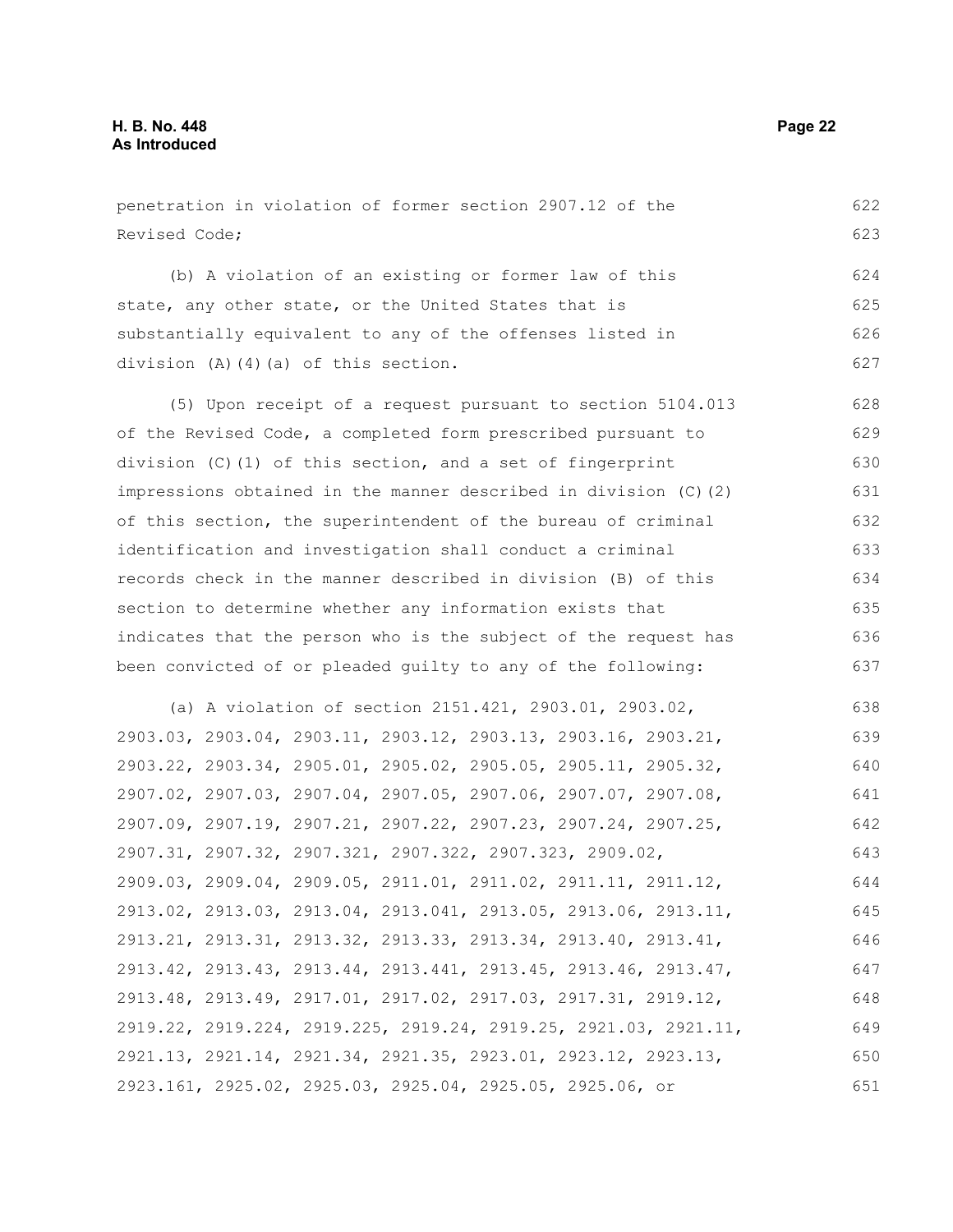penetration in violation of former section 2907.12 of the Revised Code;

(b) A violation of an existing or former law of this state, any other state, or the United States that is substantially equivalent to any of the offenses listed in division (A)(4)(a) of this section.

(5) Upon receipt of a request pursuant to section 5104.013 of the Revised Code, a completed form prescribed pursuant to division (C)(1) of this section, and a set of fingerprint impressions obtained in the manner described in division (C)(2) of this section, the superintendent of the bureau of criminal identification and investigation shall conduct a criminal records check in the manner described in division (B) of this section to determine whether any information exists that indicates that the person who is the subject of the request has been convicted of or pleaded guilty to any of the following:

(a) A violation of section 2151.421, 2903.01, 2903.02, 2903.03, 2903.04, 2903.11, 2903.12, 2903.13, 2903.16, 2903.21, 2903.22, 2903.34, 2905.01, 2905.02, 2905.05, 2905.11, 2905.32, 2907.02, 2907.03, 2907.04, 2907.05, 2907.06, 2907.07, 2907.08, 2907.09, 2907.19, 2907.21, 2907.22, 2907.23, 2907.24, 2907.25, 2907.31, 2907.32, 2907.321, 2907.322, 2907.323, 2909.02, 2909.03, 2909.04, 2909.05, 2911.01, 2911.02, 2911.11, 2911.12, 2913.02, 2913.03, 2913.04, 2913.041, 2913.05, 2913.06, 2913.11, 2913.21, 2913.31, 2913.32, 2913.33, 2913.34, 2913.40, 2913.41, 2913.42, 2913.43, 2913.44, 2913.441, 2913.45, 2913.46, 2913.47, 2913.48, 2913.49, 2917.01, 2917.02, 2917.03, 2917.31, 2919.12, 2919.22, 2919.224, 2919.225, 2919.24, 2919.25, 2921.03, 2921.11, 2921.13, 2921.14, 2921.34, 2921.35, 2923.01, 2923.12, 2923.13, 2923.161, 2925.02, 2925.03, 2925.04, 2925.05, 2925.06, or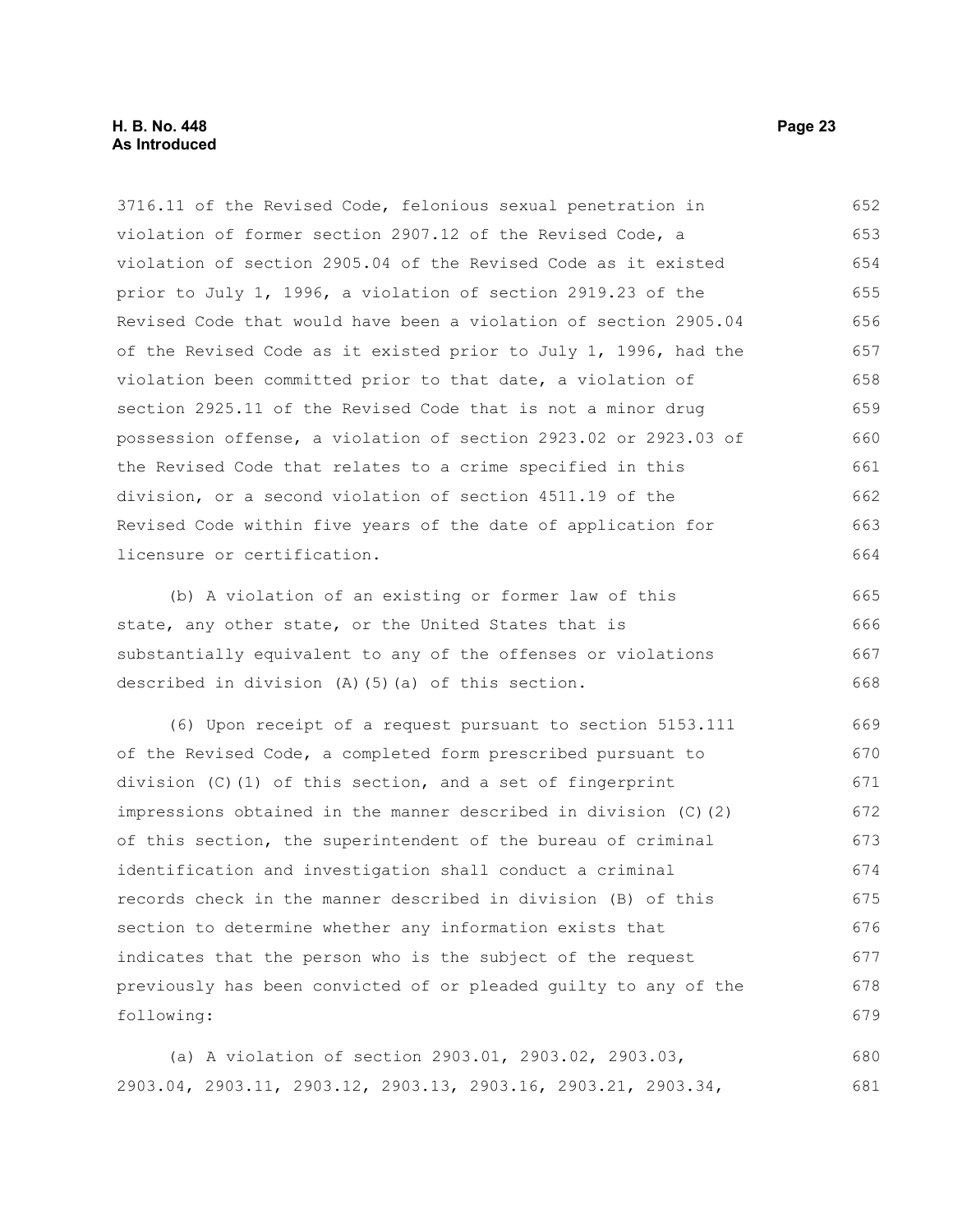3716.11 of the Revised Code, felonious sexual penetration in violation of former section 2907.12 of the Revised Code, a violation of section 2905.04 of the Revised Code as it existed prior to July 1, 1996, a violation of section 2919.23 of the Revised Code that would have been a violation of section 2905.04 of the Revised Code as it existed prior to July 1, 1996, had the violation been committed prior to that date, a violation of section 2925.11 of the Revised Code that is not a minor drug possession offense, a violation of section 2923.02 or 2923.03 of the Revised Code that relates to a crime specified in this division, or a second violation of section 4511.19 of the Revised Code within five years of the date of application for licensure or certification.

(b) A violation of an existing or former law of this state, any other state, or the United States that is substantially equivalent to any of the offenses or violations described in division (A)(5)(a) of this section.

(6) Upon receipt of a request pursuant to section 5153.111 of the Revised Code, a completed form prescribed pursuant to division (C)(1) of this section, and a set of fingerprint impressions obtained in the manner described in division (C)(2) of this section, the superintendent of the bureau of criminal identification and investigation shall conduct a criminal records check in the manner described in division (B) of this section to determine whether any information exists that indicates that the person who is the subject of the request previously has been convicted of or pleaded guilty to any of the following:

(a) A violation of section 2903.01, 2903.02, 2903.03, 2903.04, 2903.11, 2903.12, 2903.13, 2903.16, 2903.21, 2903.34,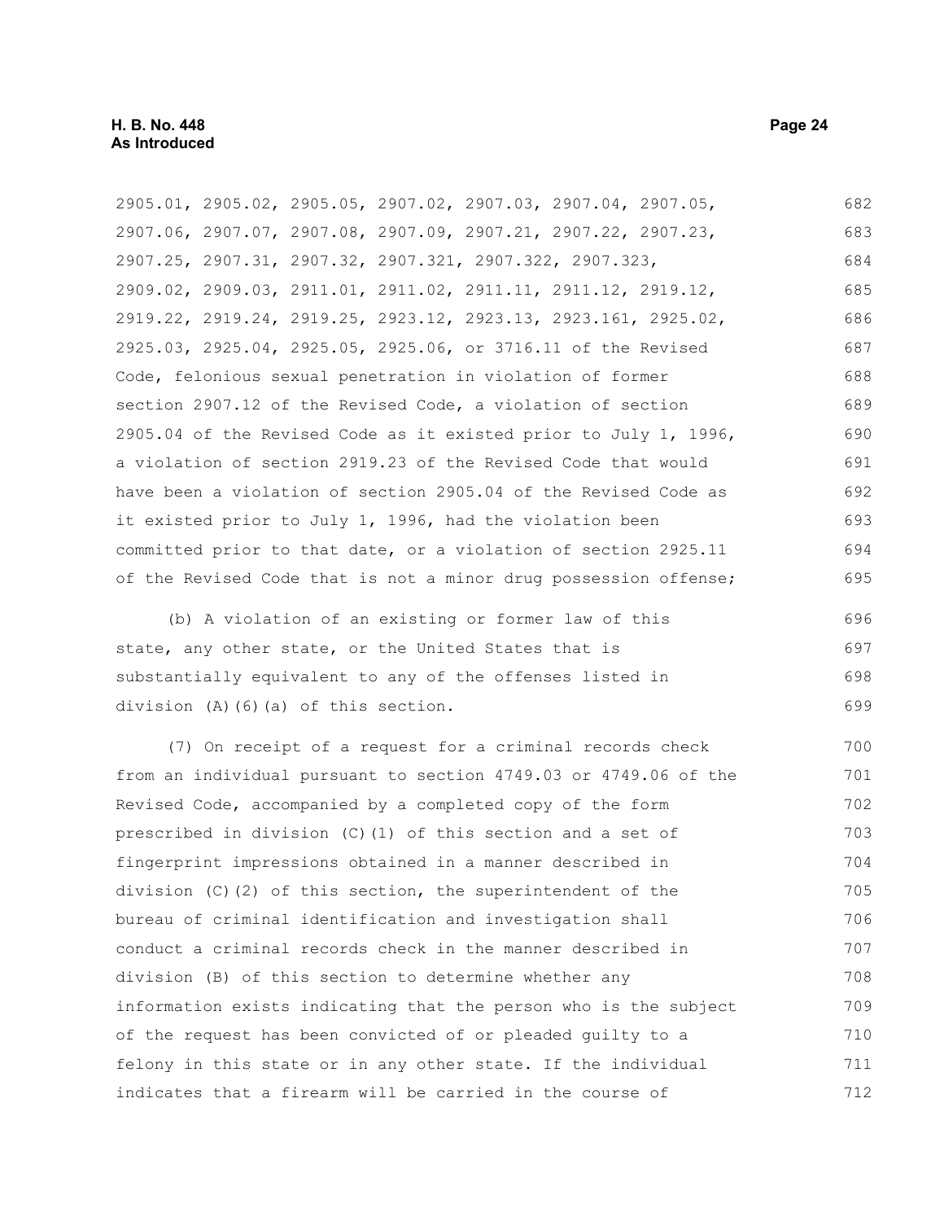2905.01, 2905.02, 2905.05, 2907.02, 2907.03, 2907.04, 2907.05, 2907.06, 2907.07, 2907.08, 2907.09, 2907.21, 2907.22, 2907.23, 2907.25, 2907.31, 2907.32, 2907.321, 2907.322, 2907.323, 2909.02, 2909.03, 2911.01, 2911.02, 2911.11, 2911.12, 2919.12, 2919.22, 2919.24, 2919.25, 2923.12, 2923.13, 2923.161, 2925.02, 2925.03, 2925.04, 2925.05, 2925.06, or 3716.11 of the Revised Code, felonious sexual penetration in violation of former section 2907.12 of the Revised Code, a violation of section 2905.04 of the Revised Code as it existed prior to July 1, 1996, a violation of section 2919.23 of the Revised Code that would have been a violation of section 2905.04 of the Revised Code as it existed prior to July 1, 1996, had the violation been committed prior to that date, or a violation of section 2925.11 of the Revised Code that is not a minor drug possession offense;

(b) A violation of an existing or former law of this state, any other state, or the United States that is substantially equivalent to any of the offenses listed in division (A)(6)(a) of this section.

(7) On receipt of a request for a criminal records check from an individual pursuant to section 4749.03 or 4749.06 of the Revised Code, accompanied by a completed copy of the form prescribed in division (C)(1) of this section and a set of fingerprint impressions obtained in a manner described in division (C)(2) of this section, the superintendent of the bureau of criminal identification and investigation shall conduct a criminal records check in the manner described in division (B) of this section to determine whether any information exists indicating that the person who is the subject of the request has been convicted of or pleaded guilty to a felony in this state or in any other state. If the individual indicates that a firearm will be carried in the course of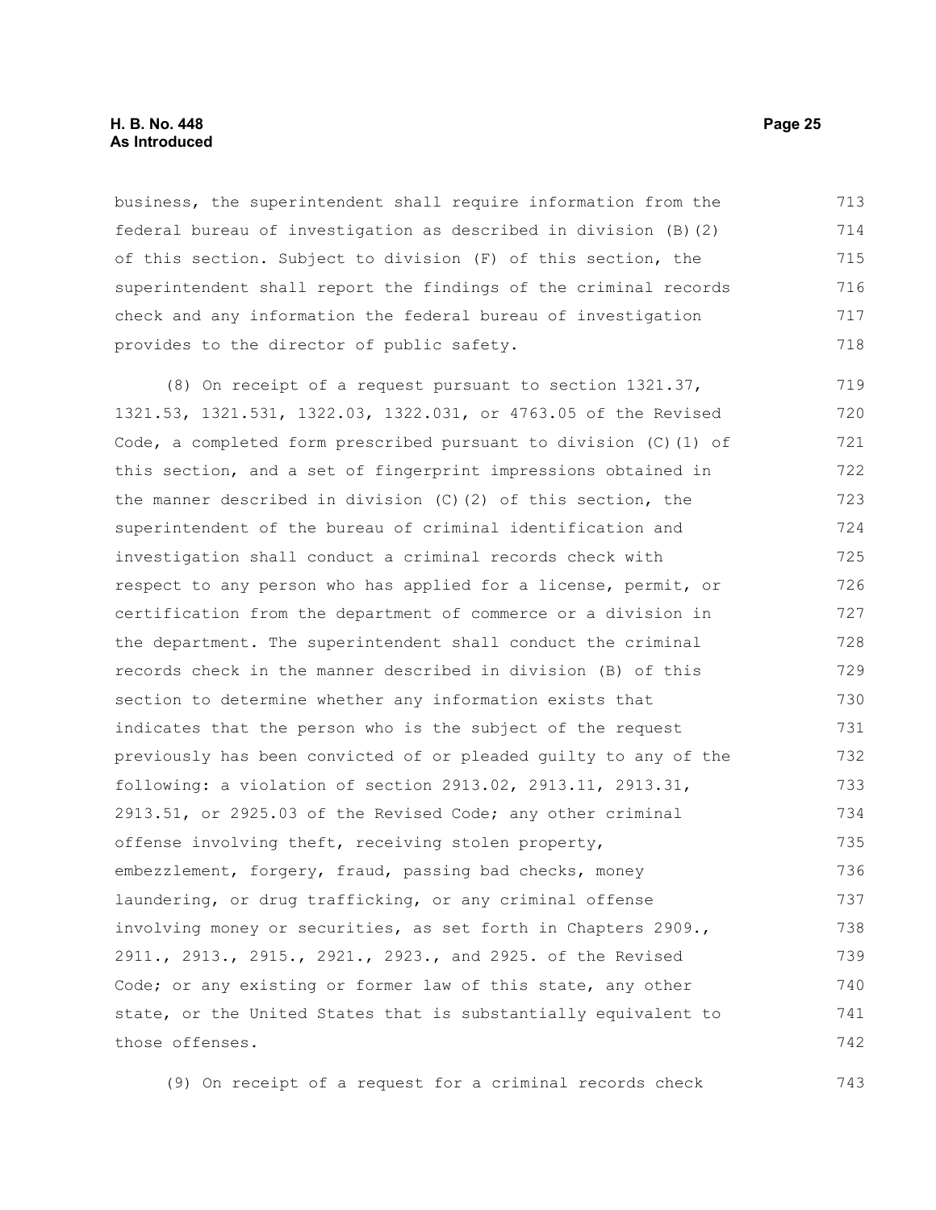business, the superintendent shall require information from the federal bureau of investigation as described in division (B)(2) of this section. Subject to division (F) of this section, the superintendent shall report the findings of the criminal records check and any information the federal bureau of investigation provides to the director of public safety.

(8) On receipt of a request pursuant to section 1321.37, 1321.53, 1321.531, 1322.03, 1322.031, or 4763.05 of the Revised Code, a completed form prescribed pursuant to division (C)(1) of this section, and a set of fingerprint impressions obtained in the manner described in division (C)(2) of this section, the superintendent of the bureau of criminal identification and investigation shall conduct a criminal records check with respect to any person who has applied for a license, permit, or certification from the department of commerce or a division in the department. The superintendent shall conduct the criminal records check in the manner described in division (B) of this section to determine whether any information exists that indicates that the person who is the subject of the request previously has been convicted of or pleaded guilty to any of the following: a violation of section 2913.02, 2913.11, 2913.31, 2913.51, or 2925.03 of the Revised Code; any other criminal offense involving theft, receiving stolen property, embezzlement, forgery, fraud, passing bad checks, money laundering, or drug trafficking, or any criminal offense involving money or securities, as set forth in Chapters 2909., 2911., 2913., 2915., 2921., 2923., and 2925. of the Revised Code; or any existing or former law of this state, any other state, or the United States that is substantially equivalent to those offenses.

(9) On receipt of a request for a criminal records check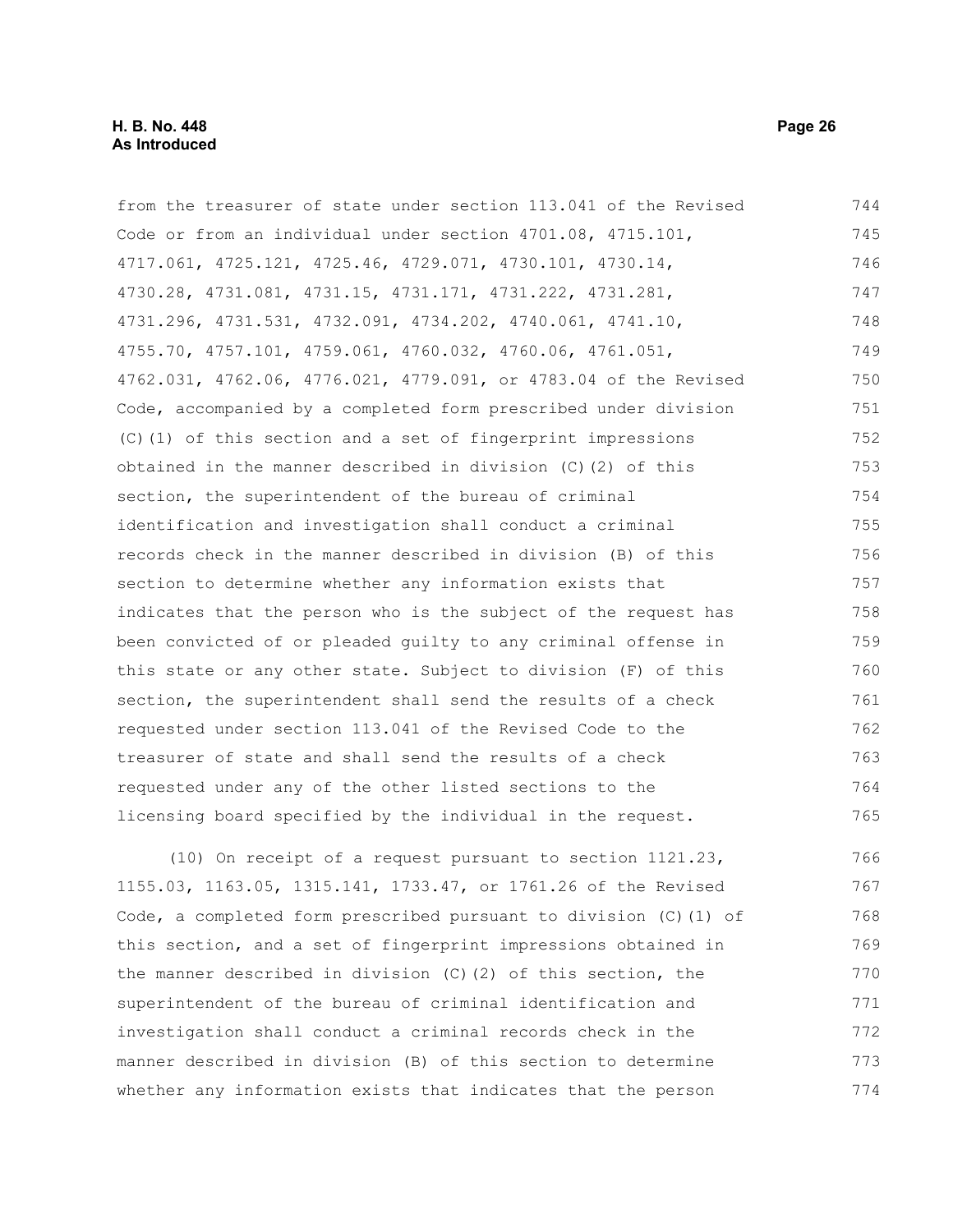from the treasurer of state under section 113.041 of the Revised Code or from an individual under section 4701.08, 4715.101, 4717.061, 4725.121, 4725.46, 4729.071, 4730.101, 4730.14, 4730.28, 4731.081, 4731.15, 4731.171, 4731.222, 4731.281, 4731.296, 4731.531, 4732.091, 4734.202, 4740.061, 4741.10, 4755.70, 4757.101, 4759.061, 4760.032, 4760.06, 4761.051, 4762.031, 4762.06, 4776.021, 4779.091, or 4783.04 of the Revised Code, accompanied by a completed form prescribed under division (C)(1) of this section and a set of fingerprint impressions obtained in the manner described in division (C)(2) of this section, the superintendent of the bureau of criminal identification and investigation shall conduct a criminal records check in the manner described in division (B) of this section to determine whether any information exists that indicates that the person who is the subject of the request has been convicted of or pleaded guilty to any criminal offense in this state or any other state. Subject to division (F) of this section, the superintendent shall send the results of a check requested under section 113.041 of the Revised Code to the treasurer of state and shall send the results of a check requested under any of the other listed sections to the licensing board specified by the individual in the request.

(10) On receipt of a request pursuant to section 1121.23, 1155.03, 1163.05, 1315.141, 1733.47, or 1761.26 of the Revised Code, a completed form prescribed pursuant to division (C)(1) of this section, and a set of fingerprint impressions obtained in the manner described in division (C)(2) of this section, the superintendent of the bureau of criminal identification and investigation shall conduct a criminal records check in the manner described in division (B) of this section to determine whether any information exists that indicates that the person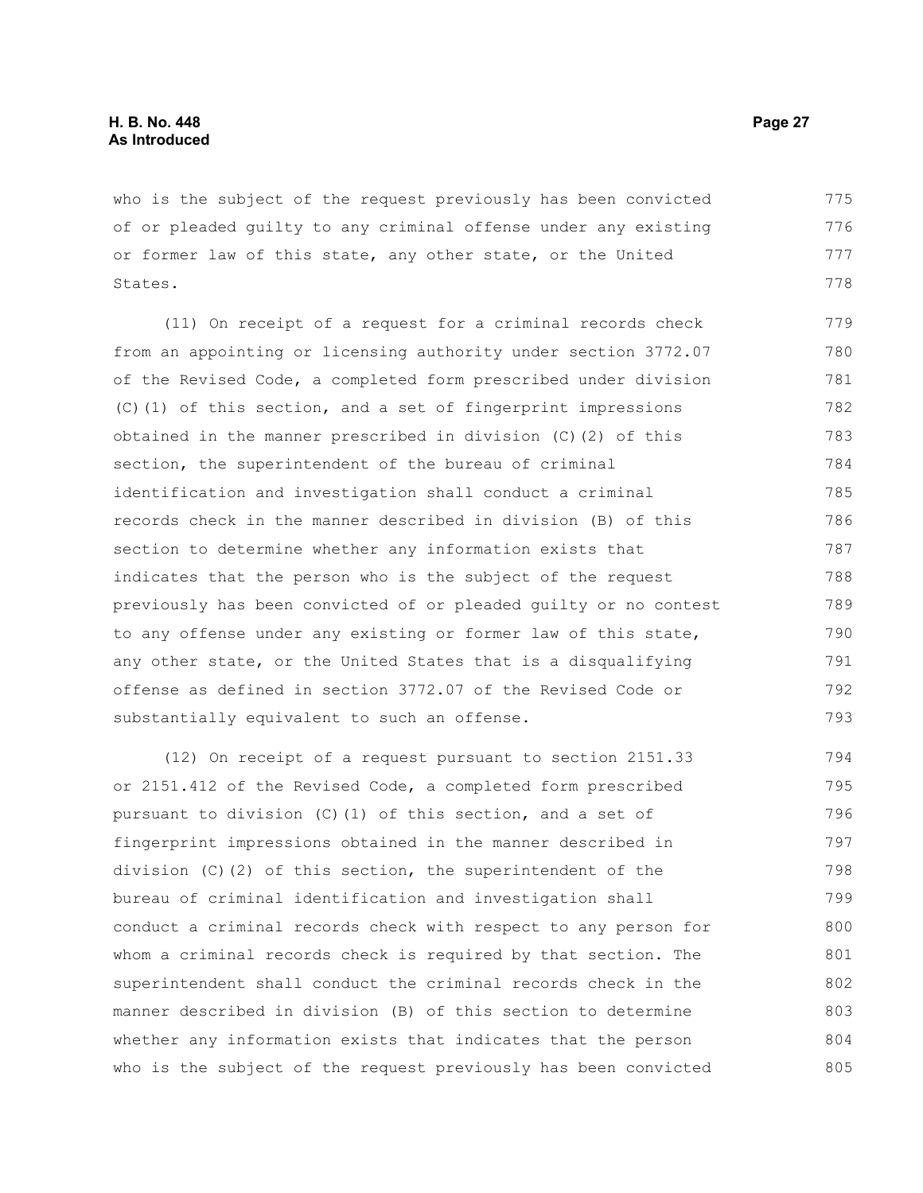who is the subject of the request previously has been convicted of or pleaded guilty to any criminal offense under any existing or former law of this state, any other state, or the United States.

(11) On receipt of a request for a criminal records check from an appointing or licensing authority under section 3772.07 of the Revised Code, a completed form prescribed under division (C)(1) of this section, and a set of fingerprint impressions obtained in the manner prescribed in division (C)(2) of this section, the superintendent of the bureau of criminal identification and investigation shall conduct a criminal records check in the manner described in division (B) of this section to determine whether any information exists that indicates that the person who is the subject of the request previously has been convicted of or pleaded guilty or no contest to any offense under any existing or former law of this state, any other state, or the United States that is a disqualifying offense as defined in section 3772.07 of the Revised Code or substantially equivalent to such an offense.

(12) On receipt of a request pursuant to section 2151.33 or 2151.412 of the Revised Code, a completed form prescribed pursuant to division (C)(1) of this section, and a set of fingerprint impressions obtained in the manner described in division (C)(2) of this section, the superintendent of the bureau of criminal identification and investigation shall conduct a criminal records check with respect to any person for whom a criminal records check is required by that section. The superintendent shall conduct the criminal records check in the manner described in division (B) of this section to determine whether any information exists that indicates that the person who is the subject of the request previously has been convicted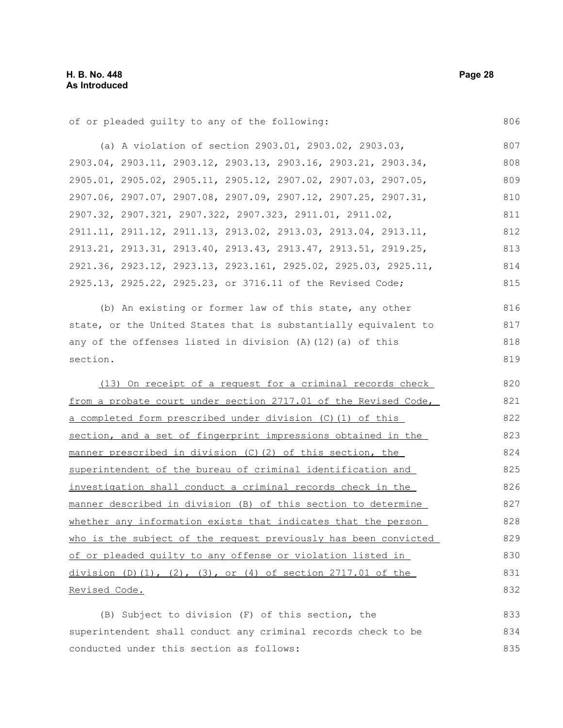of or pleaded guilty to any of the following:

(a) A violation of section 2903.01, 2903.02, 2903.03, 2903.04, 2903.11, 2903.12, 2903.13, 2903.16, 2903.21, 2903.34, 2905.01, 2905.02, 2905.11, 2905.12, 2907.02, 2907.03, 2907.05, 2907.06, 2907.07, 2907.08, 2907.09, 2907.12, 2907.25, 2907.31, 2907.32, 2907.321, 2907.322, 2907.323, 2911.01, 2911.02, 2911.11, 2911.12, 2911.13, 2913.02, 2913.03, 2913.04, 2913.11, 2913.21, 2913.31, 2913.40, 2913.43, 2913.47, 2913.51, 2919.25, 2921.36, 2923.12, 2923.13, 2923.161, 2925.02, 2925.03, 2925.11, 2925.13, 2925.22, 2925.23, or 3716.11 of the Revised Code;

(b) An existing or former law of this state, any other state, or the United States that is substantially equivalent to any of the offenses listed in division (A)(12)(a) of this section.

<u>(13) On receipt of a request for a criminal records check from a probate court under section 2717.01 of the Revised Code, a completed form prescribed under division (C)(1) of this section, and a set of fingerprint impressions obtained in the manner prescribed in division (C)(2) of this section, the superintendent of the bureau of criminal identification and investigation shall conduct a criminal records check in the manner described in division (B) of this section to determine whether any information exists that indicates that the person who is the subject of the request previously has been convicted of or pleaded guilty to any offense or violation listed in division (D)(1), (2), (3), or (4) of section 2717.01 of the Revised Code.</u>

(B) Subject to division (F) of this section, the superintendent shall conduct any criminal records check to be conducted under this section as follows: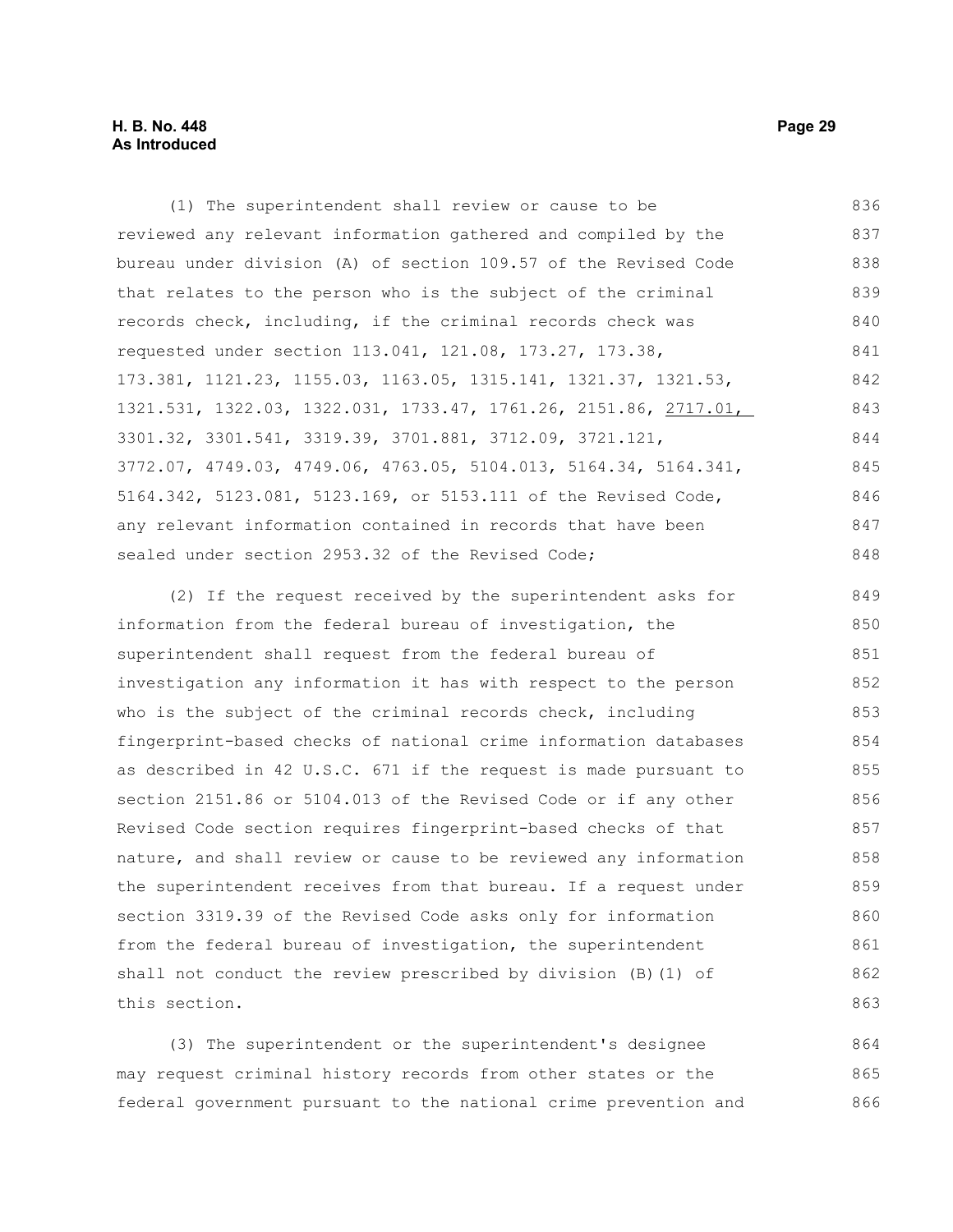(1) The superintendent shall review or cause to be reviewed any relevant information gathered and compiled by the bureau under division (A) of section 109.57 of the Revised Code that relates to the person who is the subject of the criminal records check, including, if the criminal records check was requested under section 113.041, 121.08, 173.27, 173.38, 173.381, 1121.23, 1155.03, 1163.05, 1315.141, 1321.37, 1321.53, 1321.531, 1322.03, 1322.031, 1733.47, 1761.26, 2151.86, 2717.01, 3301.32, 3301.541, 3319.39, 3701.881, 3712.09, 3721.121, 3772.07, 4749.03, 4749.06, 4763.05, 5104.013, 5164.34, 5164.341, 5164.342, 5123.081, 5123.169, or 5153.111 of the Revised Code, any relevant information contained in records that have been sealed under section 2953.32 of the Revised Code;

(2) If the request received by the superintendent asks for information from the federal bureau of investigation, the superintendent shall request from the federal bureau of investigation any information it has with respect to the person who is the subject of the criminal records check, including fingerprint-based checks of national crime information databases as described in 42 U.S.C. 671 if the request is made pursuant to section 2151.86 or 5104.013 of the Revised Code or if any other Revised Code section requires fingerprint-based checks of that nature, and shall review or cause to be reviewed any information the superintendent receives from that bureau. If a request under section 3319.39 of the Revised Code asks only for information from the federal bureau of investigation, the superintendent shall not conduct the review prescribed by division (B)(1) of this section.

(3) The superintendent or the superintendent's designee may request criminal history records from other states or the federal government pursuant to the national crime prevention and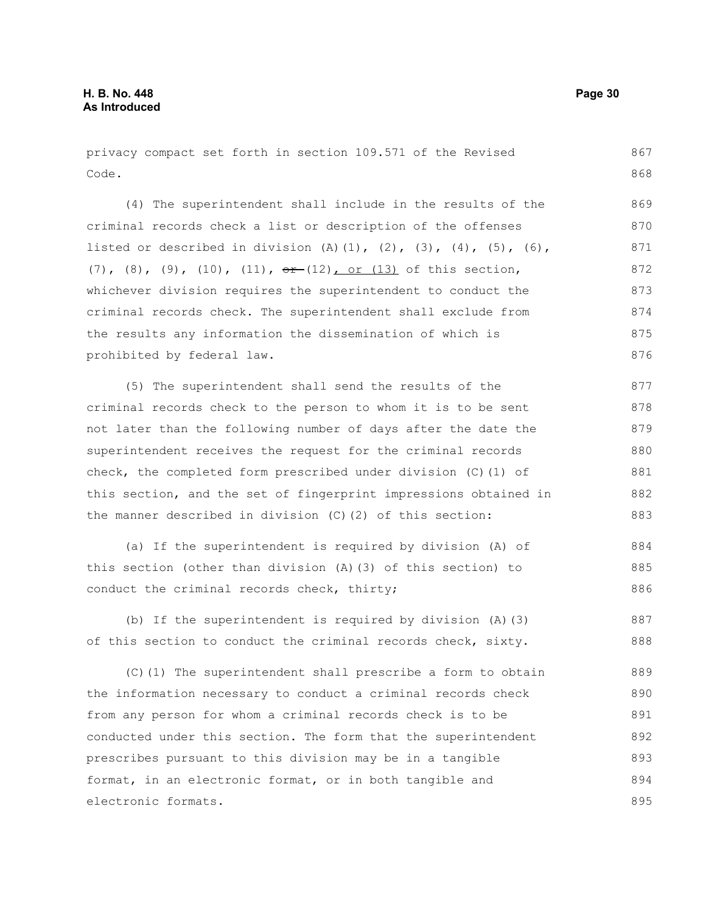privacy compact set forth in section 109.571 of the Revised Code.

(4) The superintendent shall include in the results of the criminal records check a list or description of the offenses listed or described in division (A)(1), (2), (3), (4), (5), (6), (7), (8), (9), (10), (11), ~~or~~ (12), or (13) of this section, whichever division requires the superintendent to conduct the criminal records check. The superintendent shall exclude from the results any information the dissemination of which is prohibited by federal law.

(5) The superintendent shall send the results of the criminal records check to the person to whom it is to be sent not later than the following number of days after the date the superintendent receives the request for the criminal records check, the completed form prescribed under division (C)(1) of this section, and the set of fingerprint impressions obtained in the manner described in division (C)(2) of this section:

(a) If the superintendent is required by division (A) of this section (other than division (A)(3) of this section) to conduct the criminal records check, thirty;

(b) If the superintendent is required by division (A)(3) of this section to conduct the criminal records check, sixty.

(C)(1) The superintendent shall prescribe a form to obtain the information necessary to conduct a criminal records check from any person for whom a criminal records check is to be conducted under this section. The form that the superintendent prescribes pursuant to this division may be in a tangible format, in an electronic format, or in both tangible and electronic formats.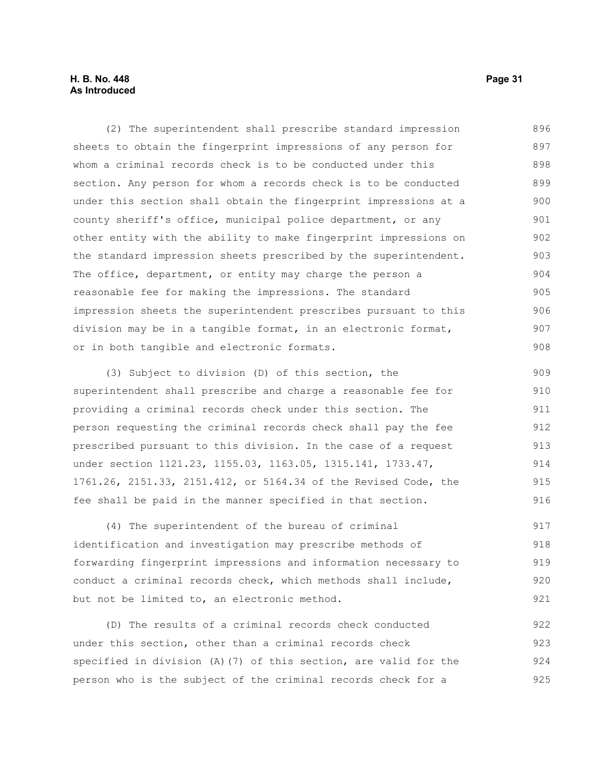(2) The superintendent shall prescribe standard impression sheets to obtain the fingerprint impressions of any person for whom a criminal records check is to be conducted under this section. Any person for whom a records check is to be conducted under this section shall obtain the fingerprint impressions at a county sheriff's office, municipal police department, or any other entity with the ability to make fingerprint impressions on the standard impression sheets prescribed by the superintendent. The office, department, or entity may charge the person a reasonable fee for making the impressions. The standard impression sheets the superintendent prescribes pursuant to this division may be in a tangible format, in an electronic format, or in both tangible and electronic formats.

(3) Subject to division (D) of this section, the superintendent shall prescribe and charge a reasonable fee for providing a criminal records check under this section. The person requesting the criminal records check shall pay the fee prescribed pursuant to this division. In the case of a request under section 1121.23, 1155.03, 1163.05, 1315.141, 1733.47, 1761.26, 2151.33, 2151.412, or 5164.34 of the Revised Code, the fee shall be paid in the manner specified in that section.

(4) The superintendent of the bureau of criminal identification and investigation may prescribe methods of forwarding fingerprint impressions and information necessary to conduct a criminal records check, which methods shall include, but not be limited to, an electronic method.

(D) The results of a criminal records check conducted under this section, other than a criminal records check specified in division (A)(7) of this section, are valid for the person who is the subject of the criminal records check for a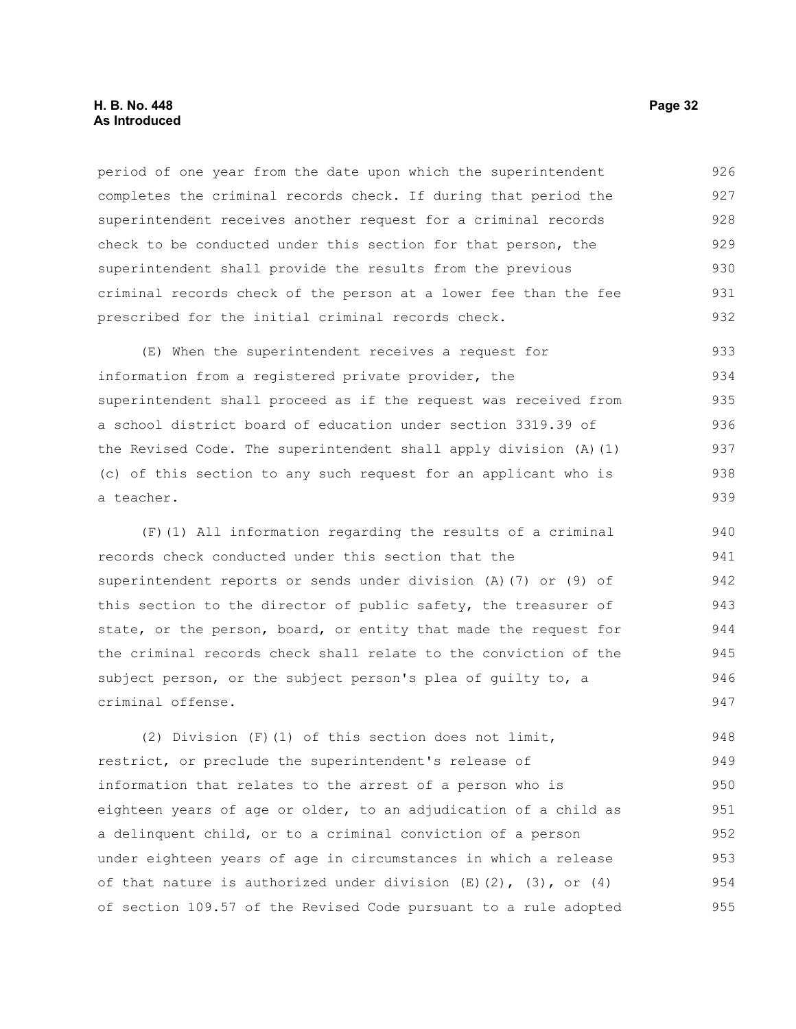period of one year from the date upon which the superintendent completes the criminal records check. If during that period the superintendent receives another request for a criminal records check to be conducted under this section for that person, the superintendent shall provide the results from the previous criminal records check of the person at a lower fee than the fee prescribed for the initial criminal records check.

(E) When the superintendent receives a request for information from a registered private provider, the superintendent shall proceed as if the request was received from a school district board of education under section 3319.39 of the Revised Code. The superintendent shall apply division (A)(1)(c) of this section to any such request for an applicant who is a teacher.

(F)(1) All information regarding the results of a criminal records check conducted under this section that the superintendent reports or sends under division (A)(7) or (9) of this section to the director of public safety, the treasurer of state, or the person, board, or entity that made the request for the criminal records check shall relate to the conviction of the subject person, or the subject person's plea of guilty to, a criminal offense.

(2) Division (F)(1) of this section does not limit, restrict, or preclude the superintendent's release of information that relates to the arrest of a person who is eighteen years of age or older, to an adjudication of a child as a delinquent child, or to a criminal conviction of a person under eighteen years of age in circumstances in which a release of that nature is authorized under division (E)(2), (3), or (4) of section 109.57 of the Revised Code pursuant to a rule adopted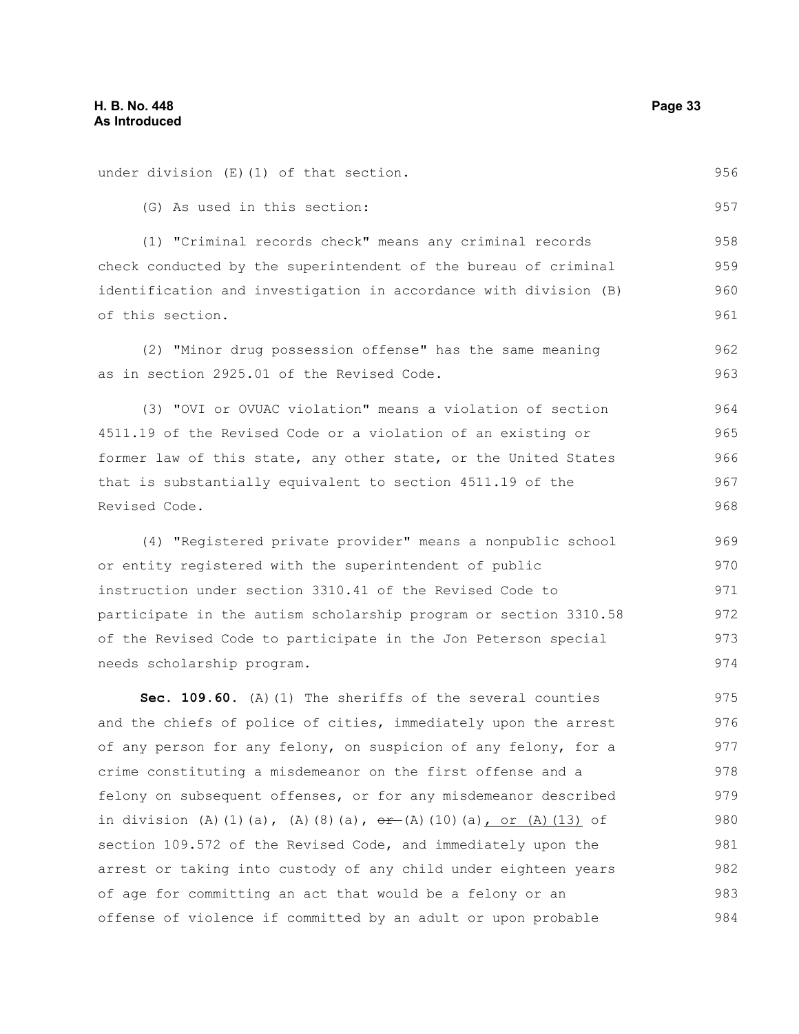under division (E)(1) of that section.

(G) As used in this section:

(1) "Criminal records check" means any criminal records check conducted by the superintendent of the bureau of criminal identification and investigation in accordance with division (B) of this section.

(2) "Minor drug possession offense" has the same meaning as in section 2925.01 of the Revised Code.

(3) "OVI or OVUAC violation" means a violation of section 4511.19 of the Revised Code or a violation of an existing or former law of this state, any other state, or the United States that is substantially equivalent to section 4511.19 of the Revised Code.

(4) "Registered private provider" means a nonpublic school or entity registered with the superintendent of public instruction under section 3310.41 of the Revised Code to participate in the autism scholarship program or section 3310.58 of the Revised Code to participate in the Jon Peterson special needs scholarship program.

**Sec. 109.60.** (A)(1) The sheriffs of the several counties and the chiefs of police of cities, immediately upon the arrest of any person for any felony, on suspicion of any felony, for a crime constituting a misdemeanor on the first offense and a felony on subsequent offenses, or for any misdemeanor described in division (A)(1)(a), (A)(8)(a), ~~or~~ (A)(10)(a), or (A)(13) of section 109.572 of the Revised Code, and immediately upon the arrest or taking into custody of any child under eighteen years of age for committing an act that would be a felony or an offense of violence if committed by an adult or upon probable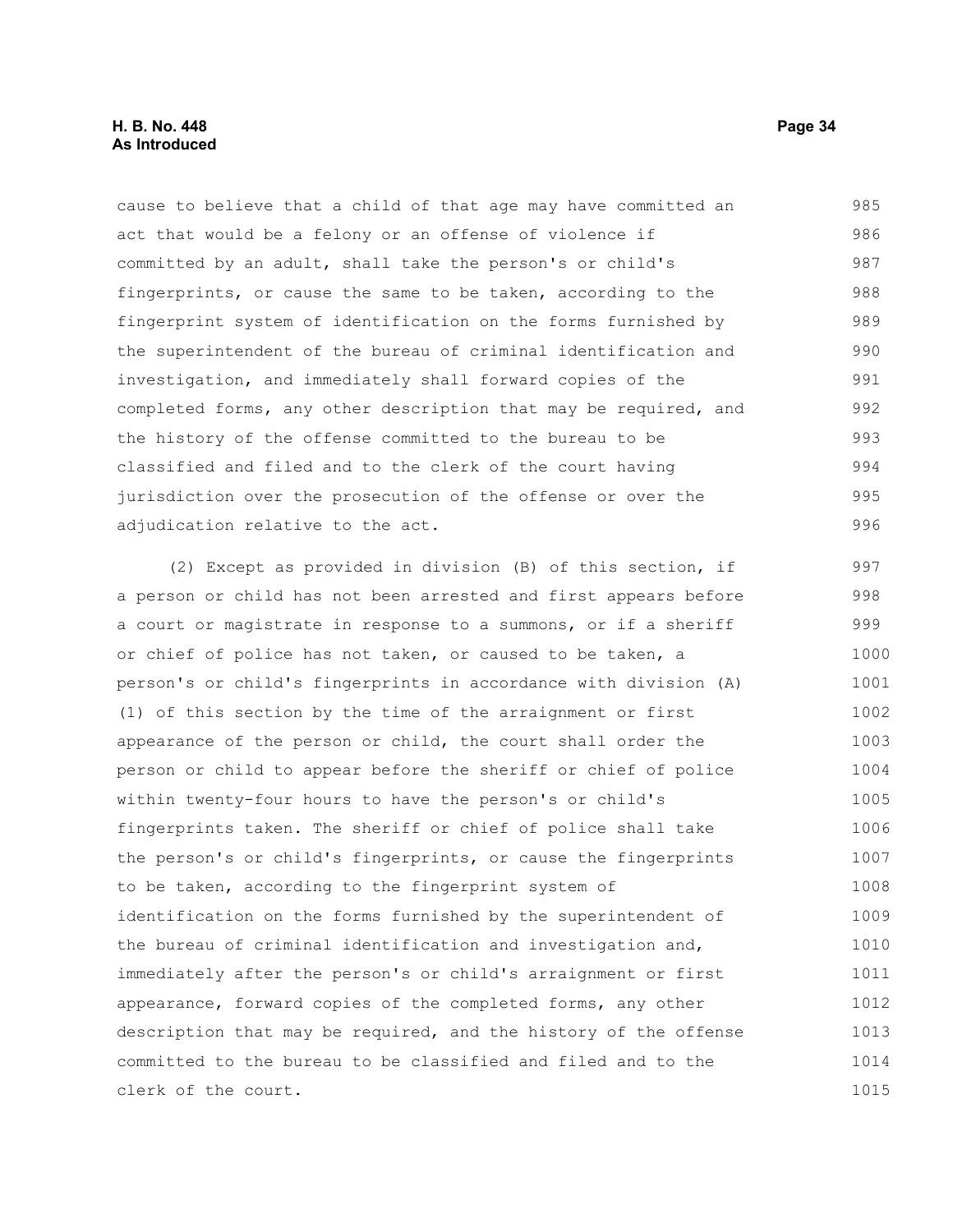cause to believe that a child of that age may have committed an act that would be a felony or an offense of violence if committed by an adult, shall take the person's or child's fingerprints, or cause the same to be taken, according to the fingerprint system of identification on the forms furnished by the superintendent of the bureau of criminal identification and investigation, and immediately shall forward copies of the completed forms, any other description that may be required, and the history of the offense committed to the bureau to be classified and filed and to the clerk of the court having jurisdiction over the prosecution of the offense or over the adjudication relative to the act.

(2) Except as provided in division (B) of this section, if a person or child has not been arrested and first appears before a court or magistrate in response to a summons, or if a sheriff or chief of police has not taken, or caused to be taken, a person's or child's fingerprints in accordance with division (A)(1) of this section by the time of the arraignment or first appearance of the person or child, the court shall order the person or child to appear before the sheriff or chief of police within twenty-four hours to have the person's or child's fingerprints taken. The sheriff or chief of police shall take the person's or child's fingerprints, or cause the fingerprints to be taken, according to the fingerprint system of identification on the forms furnished by the superintendent of the bureau of criminal identification and investigation and, immediately after the person's or child's arraignment or first appearance, forward copies of the completed forms, any other description that may be required, and the history of the offense committed to the bureau to be classified and filed and to the clerk of the court.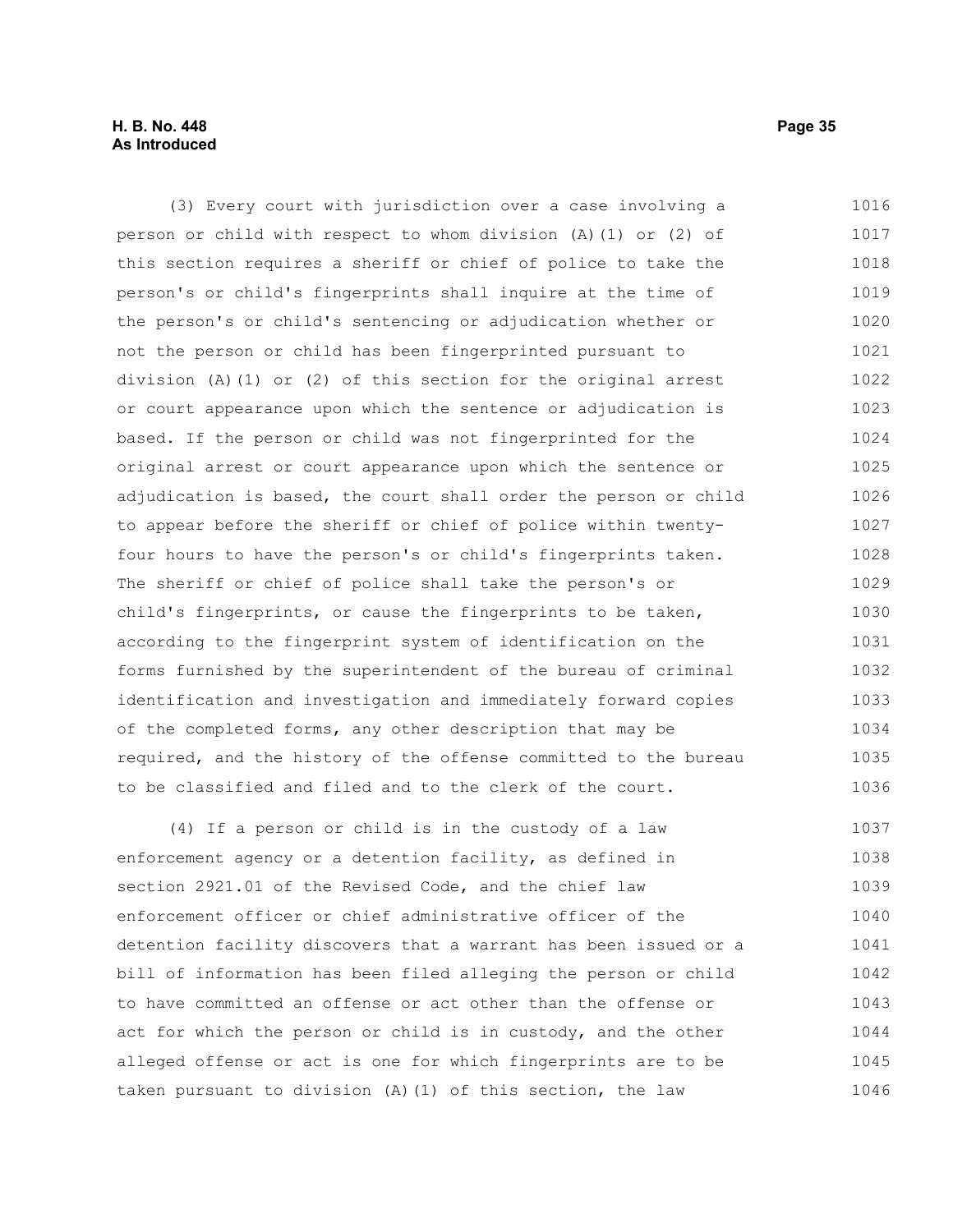(3) Every court with jurisdiction over a case involving a person or child with respect to whom division (A)(1) or (2) of this section requires a sheriff or chief of police to take the person's or child's fingerprints shall inquire at the time of the person's or child's sentencing or adjudication whether or not the person or child has been fingerprinted pursuant to division (A)(1) or (2) of this section for the original arrest or court appearance upon which the sentence or adjudication is based. If the person or child was not fingerprinted for the original arrest or court appearance upon which the sentence or adjudication is based, the court shall order the person or child to appear before the sheriff or chief of police within twenty-four hours to have the person's or child's fingerprints taken. The sheriff or chief of police shall take the person's or child's fingerprints, or cause the fingerprints to be taken, according to the fingerprint system of identification on the forms furnished by the superintendent of the bureau of criminal identification and investigation and immediately forward copies of the completed forms, any other description that may be required, and the history of the offense committed to the bureau to be classified and filed and to the clerk of the court.

(4) If a person or child is in the custody of a law enforcement agency or a detention facility, as defined in section 2921.01 of the Revised Code, and the chief law enforcement officer or chief administrative officer of the detention facility discovers that a warrant has been issued or a bill of information has been filed alleging the person or child to have committed an offense or act other than the offense or act for which the person or child is in custody, and the other alleged offense or act is one for which fingerprints are to be taken pursuant to division (A)(1) of this section, the law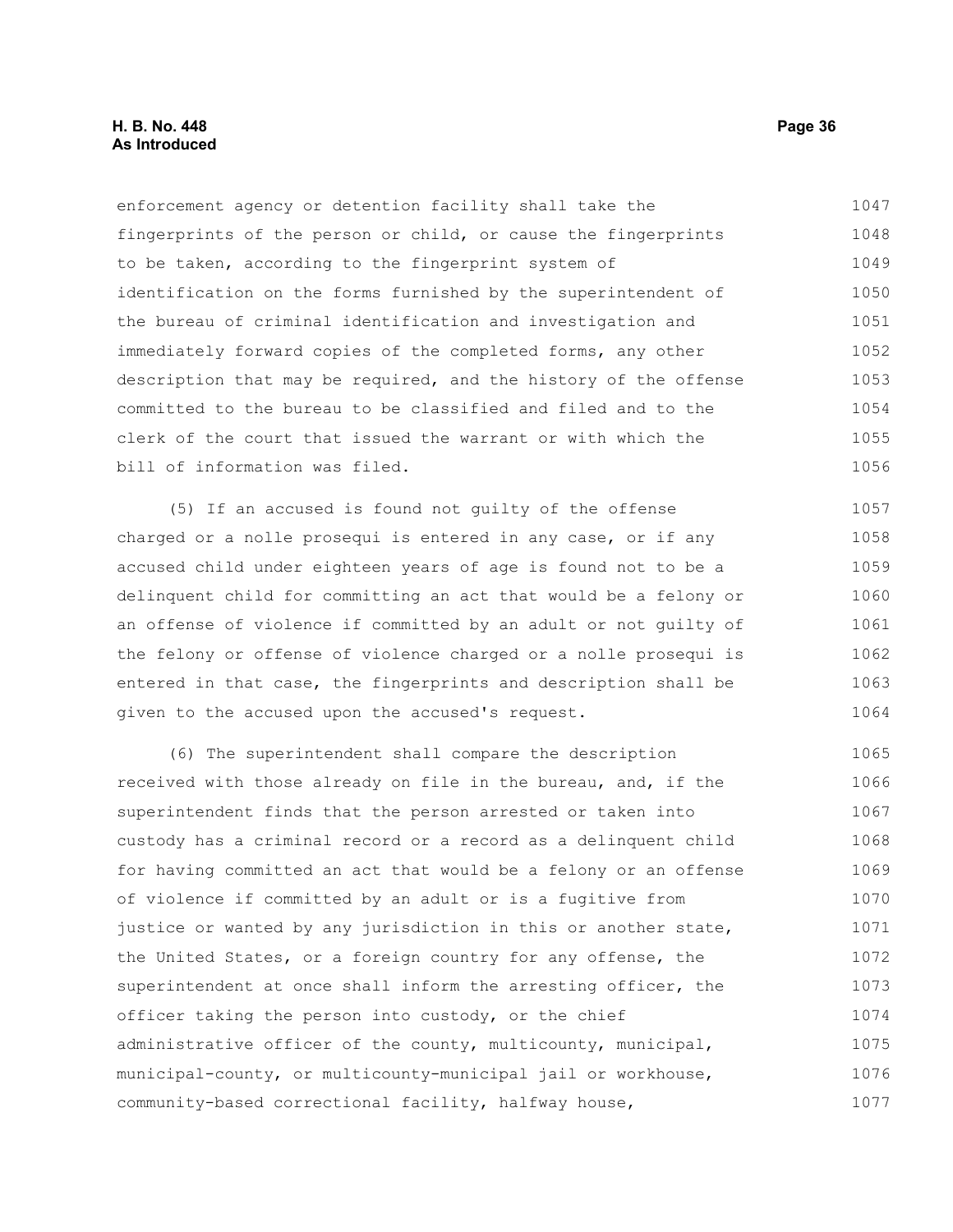enforcement agency or detention facility shall take the fingerprints of the person or child, or cause the fingerprints to be taken, according to the fingerprint system of identification on the forms furnished by the superintendent of the bureau of criminal identification and investigation and immediately forward copies of the completed forms, any other description that may be required, and the history of the offense committed to the bureau to be classified and filed and to the clerk of the court that issued the warrant or with which the bill of information was filed.

(5) If an accused is found not guilty of the offense charged or a nolle prosequi is entered in any case, or if any accused child under eighteen years of age is found not to be a delinquent child for committing an act that would be a felony or an offense of violence if committed by an adult or not guilty of the felony or offense of violence charged or a nolle prosequi is entered in that case, the fingerprints and description shall be given to the accused upon the accused's request.

(6) The superintendent shall compare the description received with those already on file in the bureau, and, if the superintendent finds that the person arrested or taken into custody has a criminal record or a record as a delinquent child for having committed an act that would be a felony or an offense of violence if committed by an adult or is a fugitive from justice or wanted by any jurisdiction in this or another state, the United States, or a foreign country for any offense, the superintendent at once shall inform the arresting officer, the officer taking the person into custody, or the chief administrative officer of the county, multicounty, municipal, municipal-county, or multicounty-municipal jail or workhouse, community-based correctional facility, halfway house,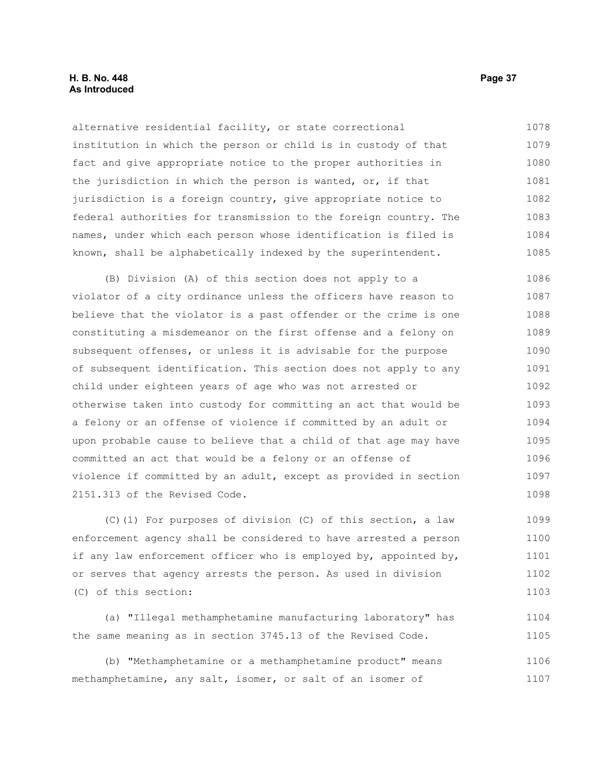alternative residential facility, or state correctional institution in which the person or child is in custody of that fact and give appropriate notice to the proper authorities in the jurisdiction in which the person is wanted, or, if that jurisdiction is a foreign country, give appropriate notice to federal authorities for transmission to the foreign country. The names, under which each person whose identification is filed is known, shall be alphabetically indexed by the superintendent.

(B) Division (A) of this section does not apply to a violator of a city ordinance unless the officers have reason to believe that the violator is a past offender or the crime is one constituting a misdemeanor on the first offense and a felony on subsequent offenses, or unless it is advisable for the purpose of subsequent identification. This section does not apply to any child under eighteen years of age who was not arrested or otherwise taken into custody for committing an act that would be a felony or an offense of violence if committed by an adult or upon probable cause to believe that a child of that age may have committed an act that would be a felony or an offense of violence if committed by an adult, except as provided in section 2151.313 of the Revised Code.

(C)(1) For purposes of division (C) of this section, a law enforcement agency shall be considered to have arrested a person if any law enforcement officer who is employed by, appointed by, or serves that agency arrests the person. As used in division (C) of this section:

(a) "Illegal methamphetamine manufacturing laboratory" has the same meaning as in section 3745.13 of the Revised Code.

(b) "Methamphetamine or a methamphetamine product" means methamphetamine, any salt, isomer, or salt of an isomer of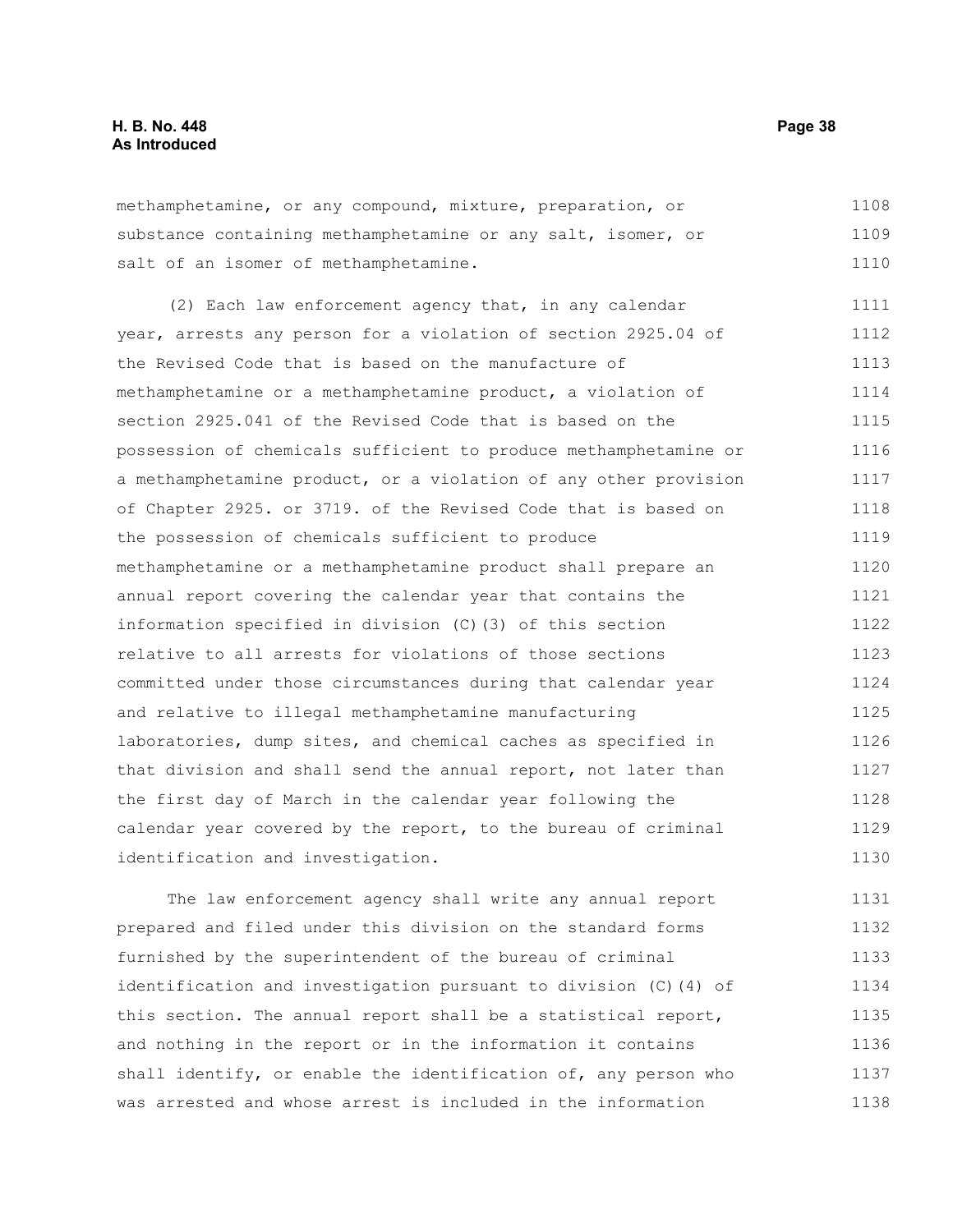methamphetamine, or any compound, mixture, preparation, or substance containing methamphetamine or any salt, isomer, or salt of an isomer of methamphetamine.

(2) Each law enforcement agency that, in any calendar year, arrests any person for a violation of section 2925.04 of the Revised Code that is based on the manufacture of methamphetamine or a methamphetamine product, a violation of section 2925.041 of the Revised Code that is based on the possession of chemicals sufficient to produce methamphetamine or a methamphetamine product, or a violation of any other provision of Chapter 2925. or 3719. of the Revised Code that is based on the possession of chemicals sufficient to produce methamphetamine or a methamphetamine product shall prepare an annual report covering the calendar year that contains the information specified in division (C)(3) of this section relative to all arrests for violations of those sections committed under those circumstances during that calendar year and relative to illegal methamphetamine manufacturing laboratories, dump sites, and chemical caches as specified in that division and shall send the annual report, not later than the first day of March in the calendar year following the calendar year covered by the report, to the bureau of criminal identification and investigation.

The law enforcement agency shall write any annual report prepared and filed under this division on the standard forms furnished by the superintendent of the bureau of criminal identification and investigation pursuant to division (C)(4) of this section. The annual report shall be a statistical report, and nothing in the report or in the information it contains shall identify, or enable the identification of, any person who was arrested and whose arrest is included in the information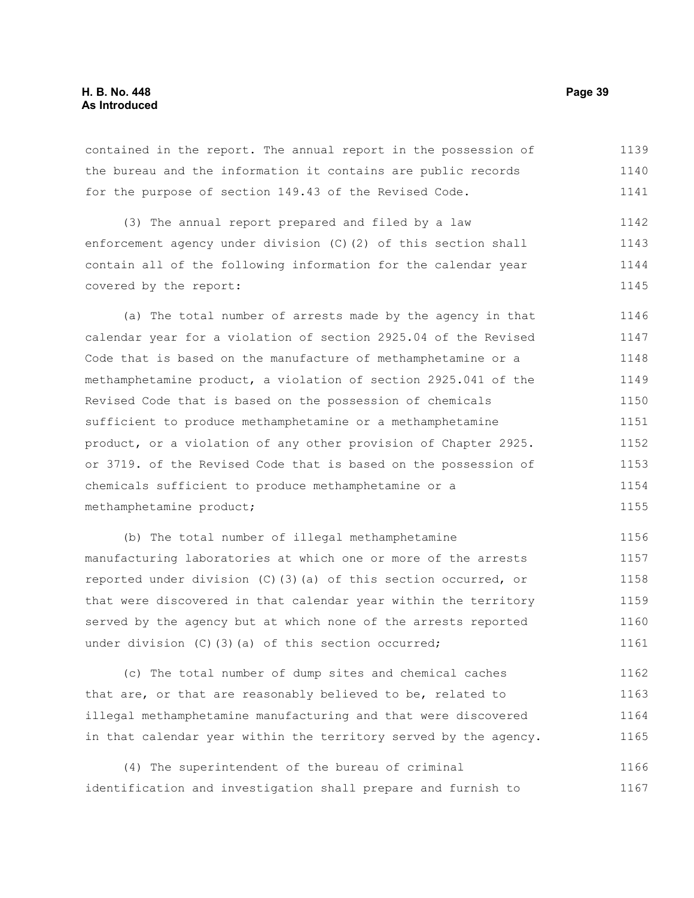contained in the report. The annual report in the possession of the bureau and the information it contains are public records for the purpose of section 149.43 of the Revised Code.

(3) The annual report prepared and filed by a law enforcement agency under division (C)(2) of this section shall contain all of the following information for the calendar year covered by the report:

(a) The total number of arrests made by the agency in that calendar year for a violation of section 2925.04 of the Revised Code that is based on the manufacture of methamphetamine or a methamphetamine product, a violation of section 2925.041 of the Revised Code that is based on the possession of chemicals sufficient to produce methamphetamine or a methamphetamine product, or a violation of any other provision of Chapter 2925. or 3719. of the Revised Code that is based on the possession of chemicals sufficient to produce methamphetamine or a methamphetamine product;

(b) The total number of illegal methamphetamine manufacturing laboratories at which one or more of the arrests reported under division (C)(3)(a) of this section occurred, or that were discovered in that calendar year within the territory served by the agency but at which none of the arrests reported under division (C)(3)(a) of this section occurred;

(c) The total number of dump sites and chemical caches that are, or that are reasonably believed to be, related to illegal methamphetamine manufacturing and that were discovered in that calendar year within the territory served by the agency.

(4) The superintendent of the bureau of criminal identification and investigation shall prepare and furnish to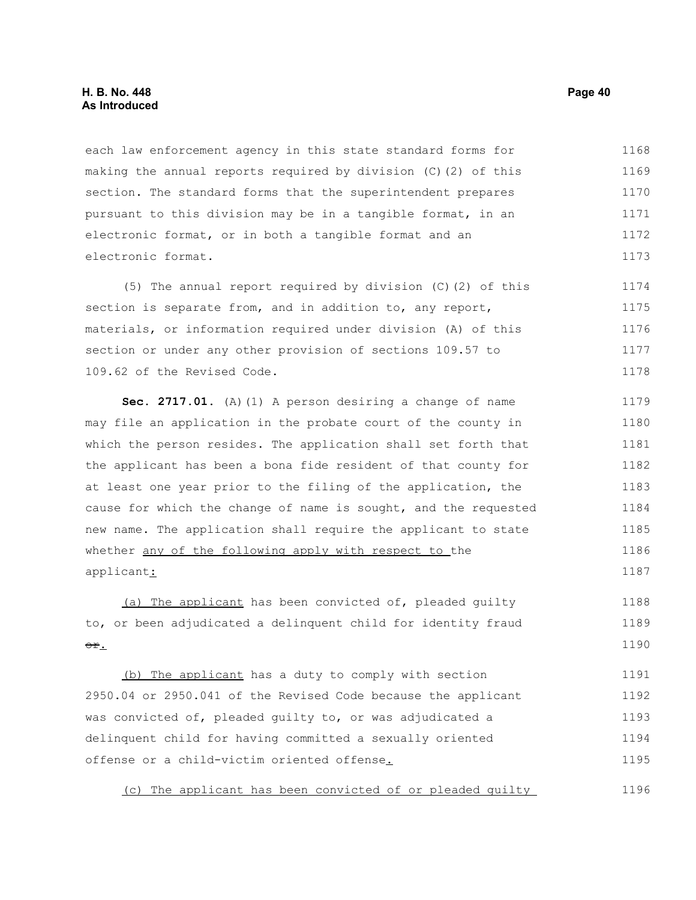each law enforcement agency in this state standard forms for making the annual reports required by division (C)(2) of this section. The standard forms that the superintendent prepares pursuant to this division may be in a tangible format, in an electronic format, or in both a tangible format and an electronic format.

(5) The annual report required by division (C)(2) of this section is separate from, and in addition to, any report, materials, or information required under division (A) of this section or under any other provision of sections 109.57 to 109.62 of the Revised Code.

**Sec. 2717.01.** (A)(1) A person desiring a change of name may file an application in the probate court of the county in which the person resides. The application shall set forth that the applicant has been a bona fide resident of that county for at least one year prior to the filing of the application, the cause for which the change of name is sought, and the requested new name. The application shall require the applicant to state whether any of the following apply with respect to the applicant:

(a) The applicant has been convicted of, pleaded guilty to, or been adjudicated a delinquent child for identity fraud ~~or~~.

(b) The applicant has a duty to comply with section 2950.04 or 2950.041 of the Revised Code because the applicant was convicted of, pleaded guilty to, or was adjudicated a delinquent child for having committed a sexually oriented offense or a child-victim oriented offense.

(c) The applicant has been convicted of or pleaded guilty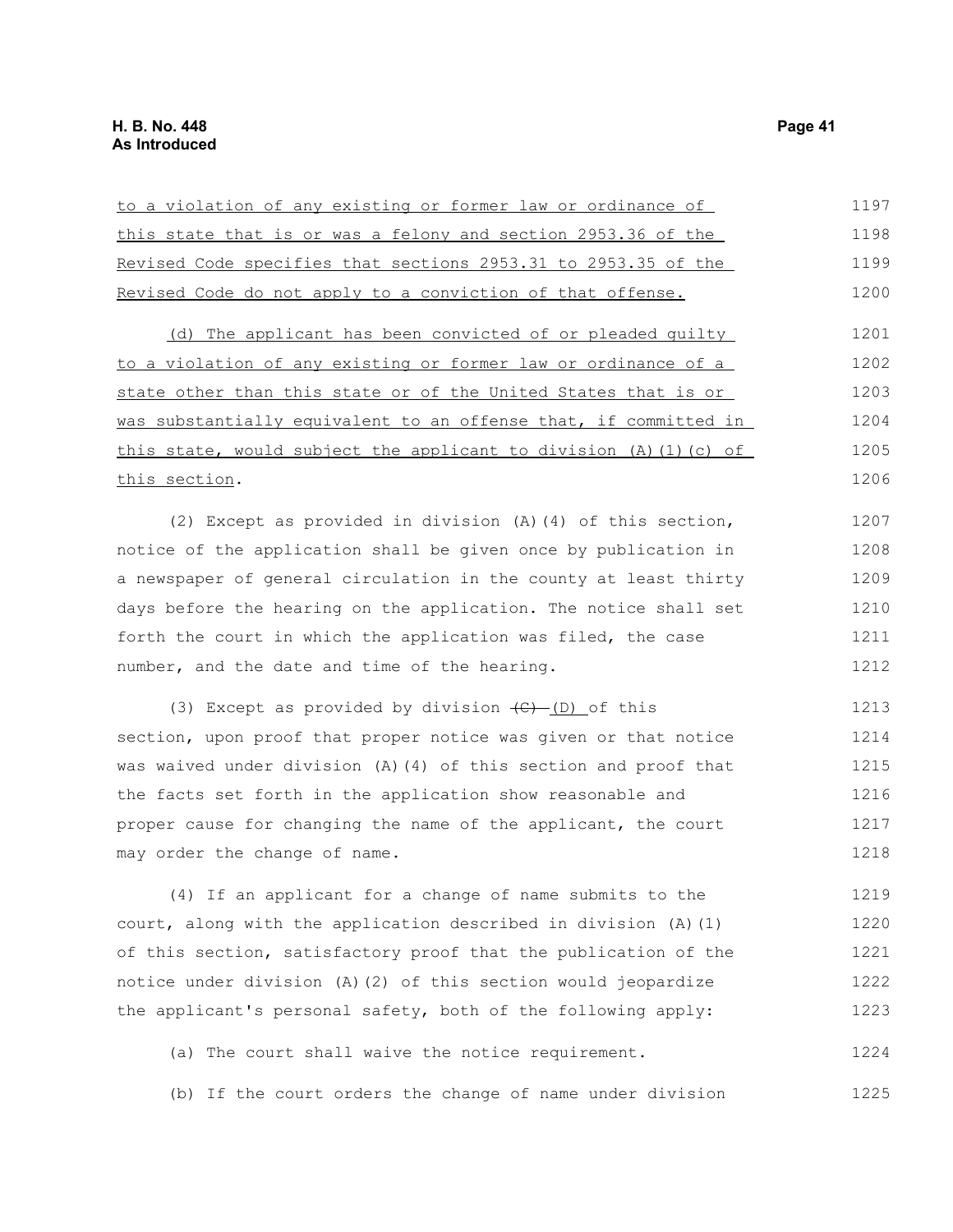to a violation of any existing or former law or ordinance of this state that is or was a felony and section 2953.36 of the Revised Code specifies that sections 2953.31 to 2953.35 of the Revised Code do not apply to a conviction of that offense.

(d) The applicant has been convicted of or pleaded guilty to a violation of any existing or former law or ordinance of a state other than this state or of the United States that is or was substantially equivalent to an offense that, if committed in this state, would subject the applicant to division (A)(1)(c) of this section.

(2) Except as provided in division (A)(4) of this section, notice of the application shall be given once by publication in a newspaper of general circulation in the county at least thirty days before the hearing on the application. The notice shall set forth the court in which the application was filed, the case number, and the date and time of the hearing.

(3) Except as provided by division ~~(C)~~ (D) of this section, upon proof that proper notice was given or that notice was waived under division (A)(4) of this section and proof that the facts set forth in the application show reasonable and proper cause for changing the name of the applicant, the court may order the change of name.

(4) If an applicant for a change of name submits to the court, along with the application described in division (A)(1) of this section, satisfactory proof that the publication of the notice under division (A)(2) of this section would jeopardize the applicant's personal safety, both of the following apply:

(a) The court shall waive the notice requirement.

(b) If the court orders the change of name under division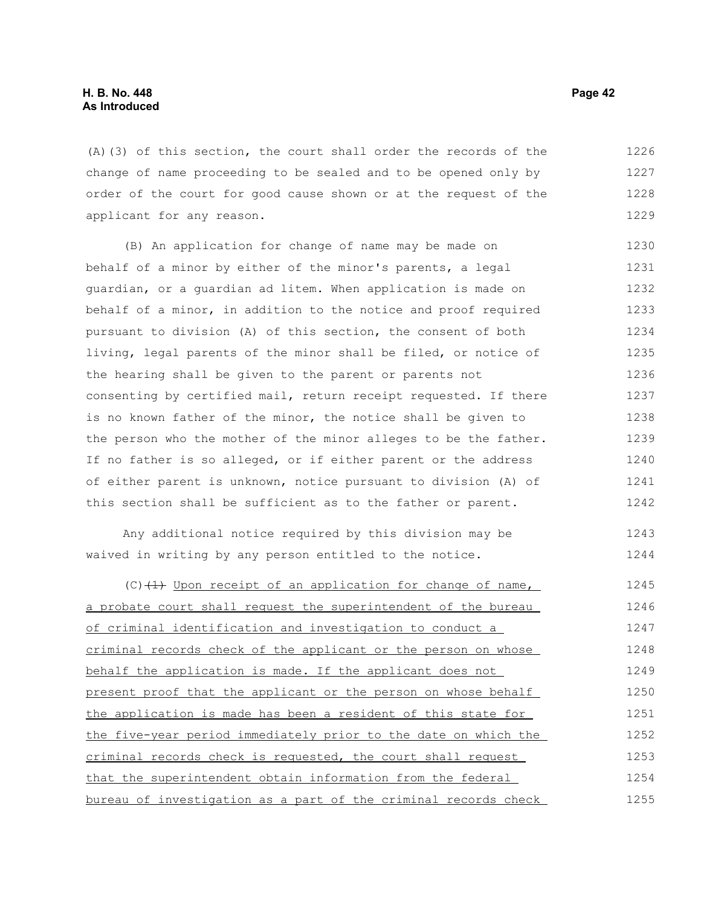(A)(3) of this section, the court shall order the records of the change of name proceeding to be sealed and to be opened only by order of the court for good cause shown or at the request of the applicant for any reason.

(B) An application for change of name may be made on behalf of a minor by either of the minor's parents, a legal guardian, or a guardian ad litem. When application is made on behalf of a minor, in addition to the notice and proof required pursuant to division (A) of this section, the consent of both living, legal parents of the minor shall be filed, or notice of the hearing shall be given to the parent or parents not consenting by certified mail, return receipt requested. If there is no known father of the minor, the notice shall be given to the person who the mother of the minor alleges to be the father. If no father is so alleged, or if either parent or the address of either parent is unknown, notice pursuant to division (A) of this section shall be sufficient as to the father or parent.

Any additional notice required by this division may be waived in writing by any person entitled to the notice.

(C) ~~(1)~~ Upon receipt of an application for change of name, a probate court shall request the superintendent of the bureau of criminal identification and investigation to conduct a criminal records check of the applicant or the person on whose behalf the application is made. If the applicant does not present proof that the applicant or the person on whose behalf the application is made has been a resident of this state for the five-year period immediately prior to the date on which the criminal records check is requested, the court shall request that the superintendent obtain information from the federal bureau of investigation as a part of the criminal records check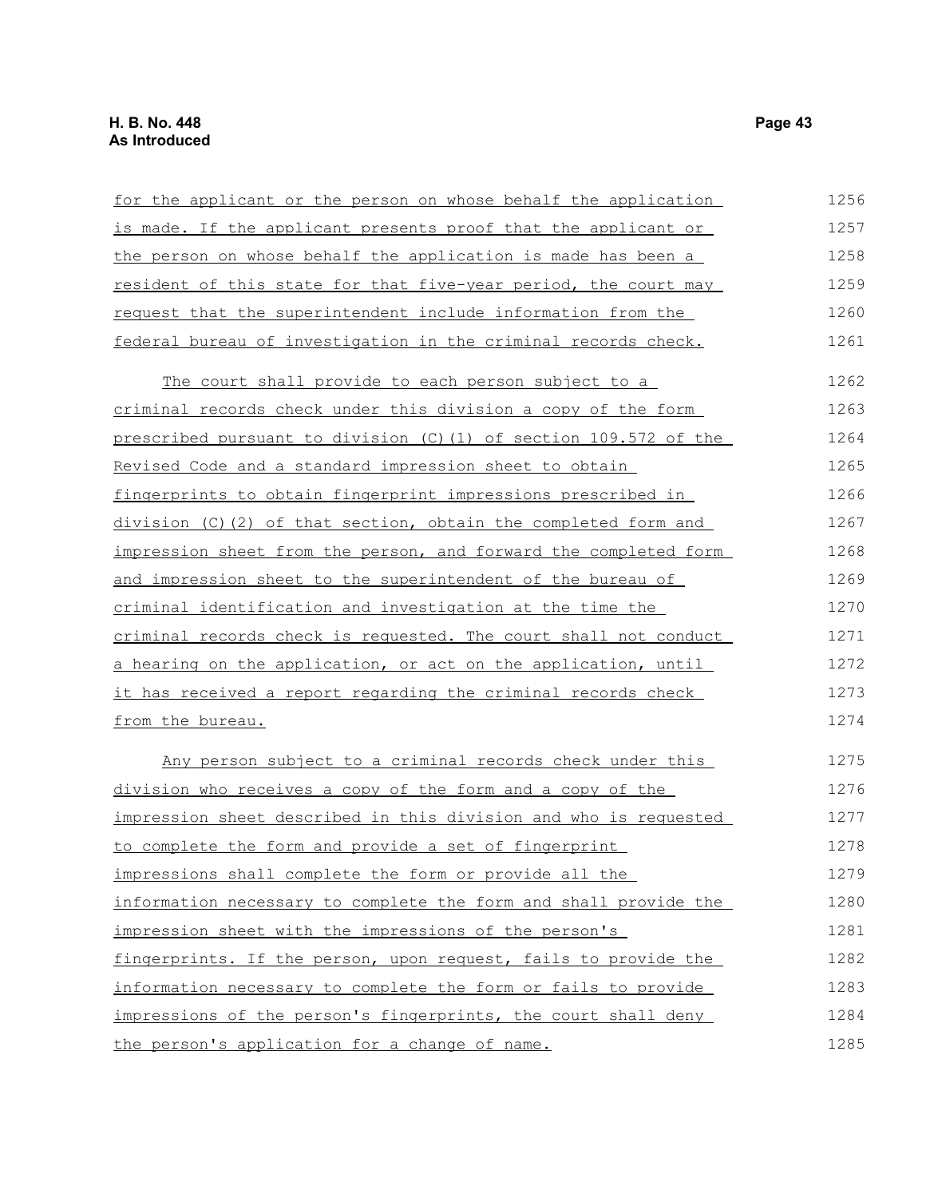for the applicant or the person on whose behalf the application is made. If the applicant presents proof that the applicant or the person on whose behalf the application is made has been a resident of this state for that five-year period, the court may request that the superintendent include information from the federal bureau of investigation in the criminal records check.

The court shall provide to each person subject to a criminal records check under this division a copy of the form prescribed pursuant to division (C)(1) of section 109.572 of the Revised Code and a standard impression sheet to obtain fingerprints to obtain fingerprint impressions prescribed in division (C)(2) of that section, obtain the completed form and impression sheet from the person, and forward the completed form and impression sheet to the superintendent of the bureau of criminal identification and investigation at the time the criminal records check is requested. The court shall not conduct a hearing on the application, or act on the application, until it has received a report regarding the criminal records check from the bureau.

Any person subject to a criminal records check under this division who receives a copy of the form and a copy of the impression sheet described in this division and who is requested to complete the form and provide a set of fingerprint impressions shall complete the form or provide all the information necessary to complete the form and shall provide the impression sheet with the impressions of the person's fingerprints. If the person, upon request, fails to provide the information necessary to complete the form or fails to provide impressions of the person's fingerprints, the court shall deny the person's application for a change of name.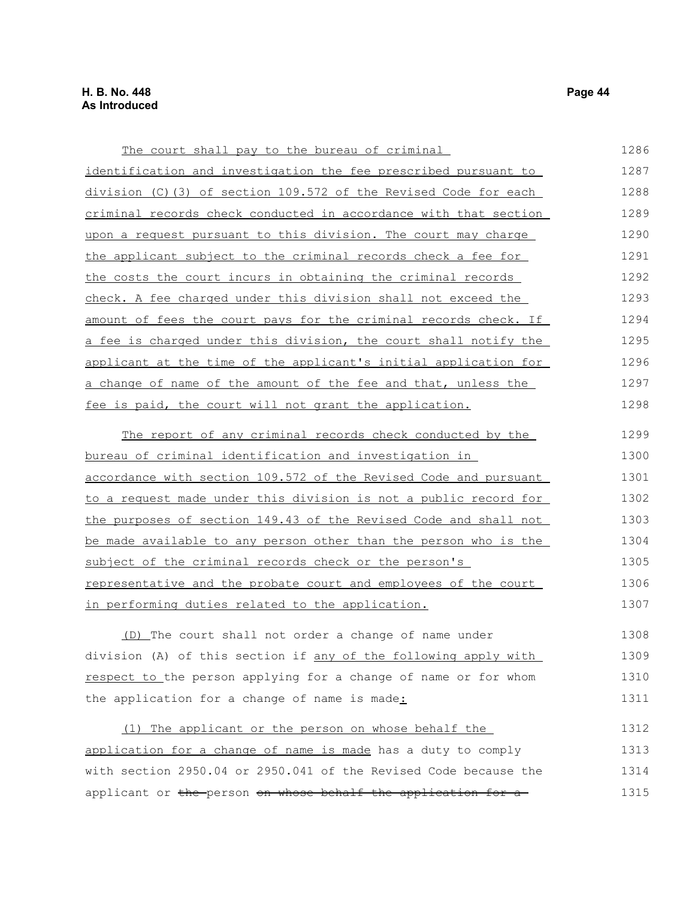The court shall pay to the bureau of criminal identification and investigation the fee prescribed pursuant to division (C)(3) of section 109.572 of the Revised Code for each criminal records check conducted in accordance with that section upon a request pursuant to this division. The court may charge the applicant subject to the criminal records check a fee for the costs the court incurs in obtaining the criminal records check. A fee charged under this division shall not exceed the amount of fees the court pays for the criminal records check. If a fee is charged under this division, the court shall notify the applicant at the time of the applicant's initial application for a change of name of the amount of the fee and that, unless the fee is paid, the court will not grant the application.

The report of any criminal records check conducted by the bureau of criminal identification and investigation in accordance with section 109.572 of the Revised Code and pursuant to a request made under this division is not a public record for the purposes of section 149.43 of the Revised Code and shall not be made available to any person other than the person who is the subject of the criminal records check or the person's representative and the probate court and employees of the court in performing duties related to the application.

(D) The court shall not order a change of name under division (A) of this section if any of the following apply with respect to the person applying for a change of name or for whom the application for a change of name is made:

(1) The applicant or the person on whose behalf the application for a change of name is made has a duty to comply with section 2950.04 or 2950.041 of the Revised Code because the applicant or ~~the~~ person ~~on whose behalf the application for a~~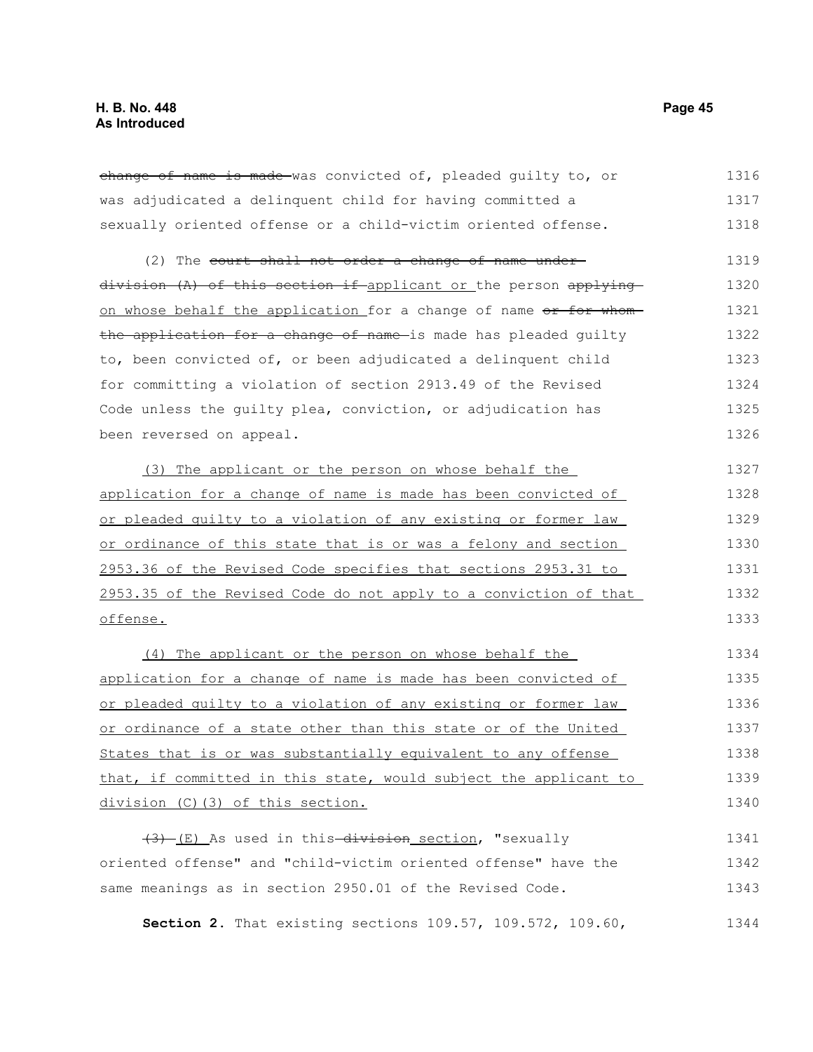~~change of name is made~~ was convicted of, pleaded guilty to, or was adjudicated a delinquent child for having committed a sexually oriented offense or a child-victim oriented offense.

(2) The ~~court shall not order a change of name under division (A) of this section if~~ applicant or the person ~~applying~~ on whose behalf the application for a change of name ~~or for whom the application for a change of name~~ is made has pleaded guilty to, been convicted of, or been adjudicated a delinquent child for committing a violation of section 2913.49 of the Revised Code unless the guilty plea, conviction, or adjudication has been reversed on appeal.

<u>(3) The applicant or the person on whose behalf the application for a change of name is made has been convicted of or pleaded guilty to a violation of any existing or former law or ordinance of this state that is or was a felony and section 2953.36 of the Revised Code specifies that sections 2953.31 to 2953.35 of the Revised Code do not apply to a conviction of that offense.</u>

<u>(4) The applicant or the person on whose behalf the application for a change of name is made has been convicted of or pleaded guilty to a violation of any existing or former law or ordinance of a state other than this state or of the United States that is or was substantially equivalent to any offense that, if committed in this state, would subject the applicant to division (C)(3) of this section.</u>

~~(3)~~ <u>(E)</u> As used in this ~~division~~ <u>section</u>, "sexually oriented offense" and "child-victim oriented offense" have the same meanings as in section 2950.01 of the Revised Code.

**Section 2.** That existing sections 109.57, 109.572, 109.60,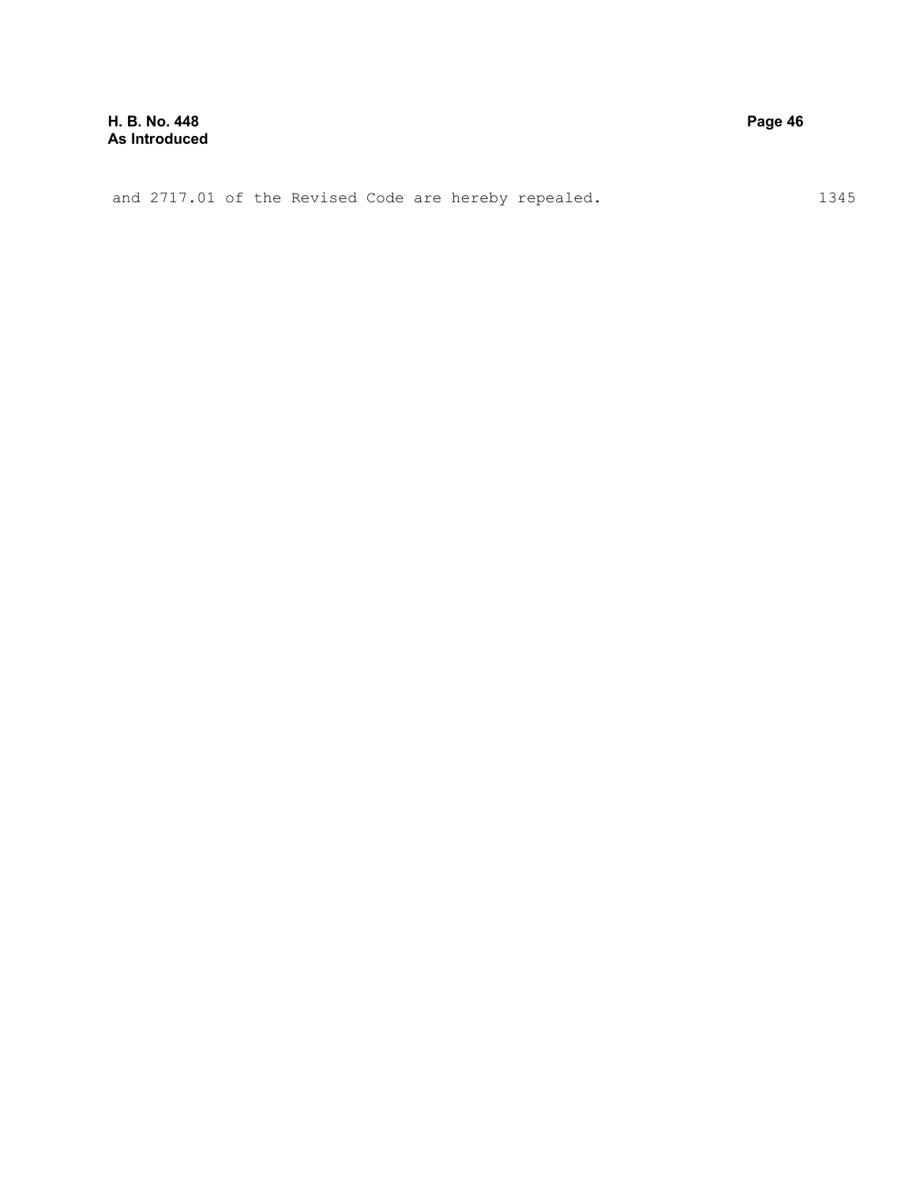and 2717.01 of the Revised Code are hereby repealed. 1345